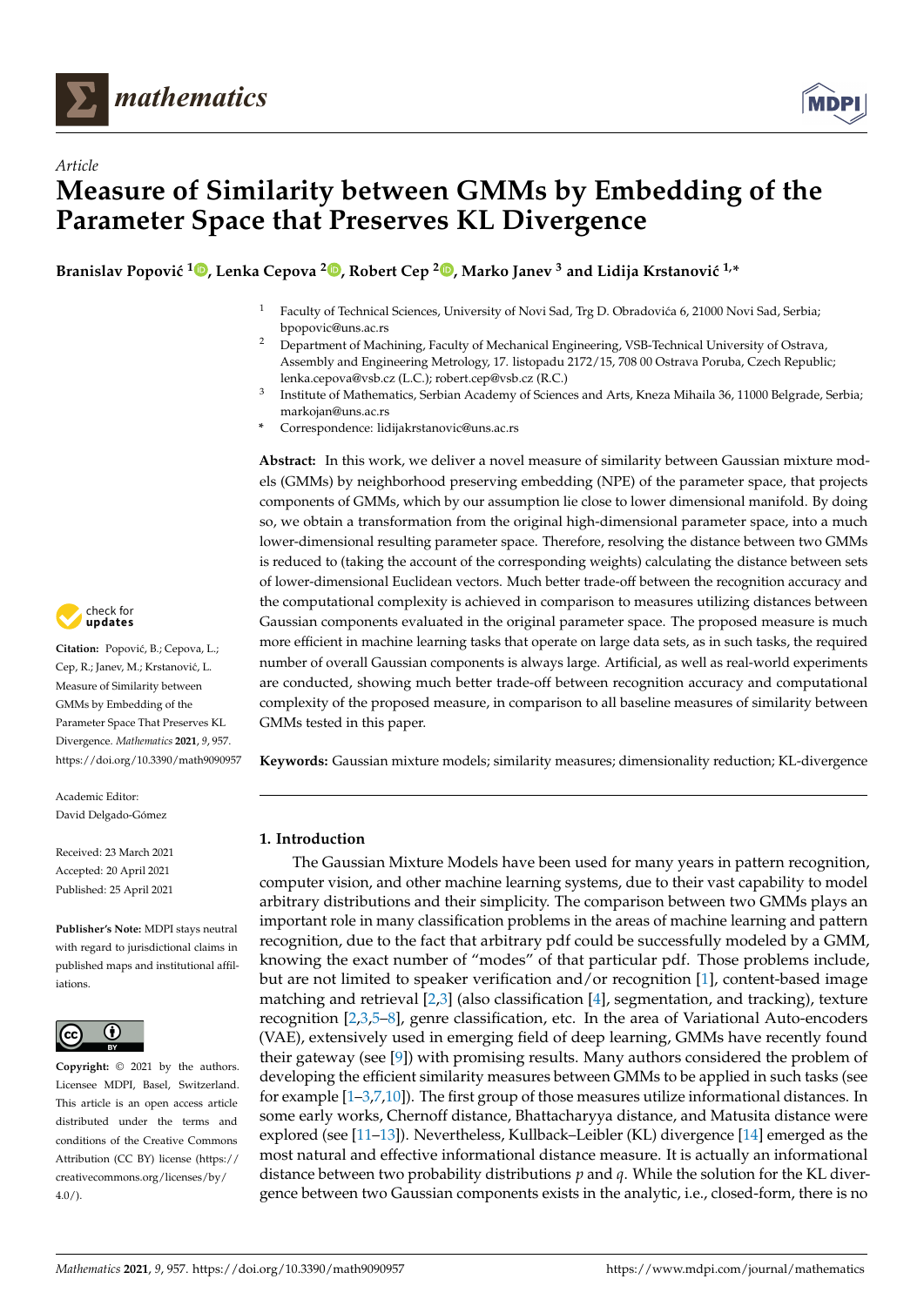*Article*

# Measure of Similarity between GMMs by Embedding of the Parameter Space that Preserves KL Divergence

**Branislav Popović [1], Lenka Cepova [2], Robert Cep [2], Marko Janev [3] and Lidija Krstanović [1,*]**

[1] Faculty of Technical Sciences, University of Novi Sad, Trg D. Obradovića 6, 21000 Novi Sad, Serbia; bpopovic@uns.ac.rs

[2] Department of Machining, Faculty of Mechanical Engineering, VSB-Technical University of Ostrava, Assembly and Engineering Metrology, 17. listopadu 2172/15, 708 00 Ostrava Poruba, Czech Republic; lenka.cepova@vsb.cz (L.C.); robert.cep@vsb.cz (R.C.)

[3] Institute of Mathematics, Serbian Academy of Sciences and Arts, Kneza Mihaila 36, 11000 Belgrade, Serbia; markojan@uns.ac.rs

* Correspondence: lidijakrstanovic@uns.ac.rs

**Abstract:** In this work, we deliver a novel measure of similarity between Gaussian mixture models (GMMs) by neighborhood preserving embedding (NPE) of the parameter space, that projects components of GMMs, which by our assumption lie close to lower dimensional manifold. By doing so, we obtain a transformation from the original high-dimensional parameter space, into a much lower-dimensional resulting parameter space. Therefore, resolving the distance between two GMMs is reduced to (taking the account of the corresponding weights) calculating the distance between sets of lower-dimensional Euclidean vectors. Much better trade-off between the recognition accuracy and the computational complexity is achieved in comparison to measures utilizing distances between Gaussian components evaluated in the original parameter space. The proposed measure is much more efficient in machine learning tasks that operate on large data sets, as in such tasks, the required number of overall Gaussian components is always large. Artificial, as well as real-world experiments are conducted, showing much better trade-off between recognition accuracy and computational complexity of the proposed measure, in comparison to all baseline measures of similarity between GMMs tested in this paper.

**Keywords:** Gaussian mixture models; similarity measures; dimensionality reduction; KL-divergence

**Citation:** Popović, B.; Cepova, L.; Cep, R.; Janev, M.; Krstanović, L. Measure of Similarity between GMMs by Embedding of the Parameter Space That Preserves KL Divergence. *Mathematics* **2021**, *9*, 957. https://doi.org/10.3390/math9090957

Academic Editor: David Delgado-Gómez

Received: 23 March 2021
Accepted: 20 April 2021
Published: 25 April 2021

**Publisher's Note:** MDPI stays neutral with regard to jurisdictional claims in published maps and institutional affiliations.

**Copyright:** © 2021 by the authors. Licensee MDPI, Basel, Switzerland. This article is an open access article distributed under the terms and conditions of the Creative Commons Attribution (CC BY) license (https://creativecommons.org/licenses/by/4.0/).

## 1. Introduction

The Gaussian Mixture Models have been used for many years in pattern recognition, computer vision, and other machine learning systems, due to their vast capability to model arbitrary distributions and their simplicity. The comparison between two GMMs plays an important role in many classification problems in the areas of machine learning and pattern recognition, due to the fact that arbitrary pdf could be successfully modeled by a GMM, knowing the exact number of "modes" of that particular pdf. Those problems include, but are not limited to speaker verification and/or recognition [1], content-based image matching and retrieval [2,3] (also classification [4], segmentation, and tracking), texture recognition [2,3,5–8], genre classification, etc. In the area of Variational Auto-encoders (VAE), extensively used in emerging field of deep learning, GMMs have recently found their gateway (see [9]) with promising results. Many authors considered the problem of developing the efficient similarity measures between GMMs to be applied in such tasks (see for example [1–3,7,10]). The first group of those measures utilize informational distances. In some early works, Chernoff distance, Bhattacharyya distance, and Matusita distance were explored (see [11–13]). Nevertheless, Kullback–Leibler (KL) divergence [14] emerged as the most natural and effective informational distance measure. It is actually an informational distance between two probability distributions $p$ and $q$. While the solution for the KL divergence between two Gaussian components exists in the analytic, i.e., closed-form, there is no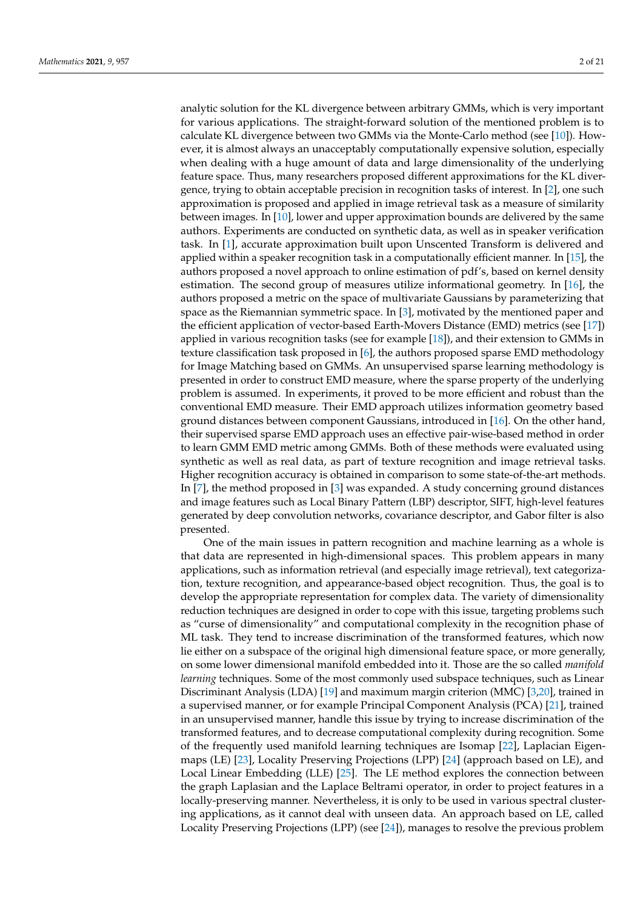analytic solution for the KL divergence between arbitrary GMMs, which is very important for various applications. The straight-forward solution of the mentioned problem is to calculate KL divergence between two GMMs via the Monte-Carlo method (see [10]). However, it is almost always an unacceptably computationally expensive solution, especially when dealing with a huge amount of data and large dimensionality of the underlying feature space. Thus, many researchers proposed different approximations for the KL divergence, trying to obtain acceptable precision in recognition tasks of interest. In [2], one such approximation is proposed and applied in image retrieval task as a measure of similarity between images. In [10], lower and upper approximation bounds are delivered by the same authors. Experiments are conducted on synthetic data, as well as in speaker verification task. In [1], accurate approximation built upon Unscented Transform is delivered and applied within a speaker recognition task in a computationally efficient manner. In [15], the authors proposed a novel approach to online estimation of pdf's, based on kernel density estimation. The second group of measures utilize informational geometry. In [16], the authors proposed a metric on the space of multivariate Gaussians by parameterizing that space as the Riemannian symmetric space. In [3], motivated by the mentioned paper and the efficient application of vector-based Earth-Movers Distance (EMD) metrics (see [17]) applied in various recognition tasks (see for example [18]), and their extension to GMMs in texture classification task proposed in [6], the authors proposed sparse EMD methodology for Image Matching based on GMMs. An unsupervised sparse learning methodology is presented in order to construct EMD measure, where the sparse property of the underlying problem is assumed. In experiments, it proved to be more efficient and robust than the conventional EMD measure. Their EMD approach utilizes information geometry based ground distances between component Gaussians, introduced in [16]. On the other hand, their supervised sparse EMD approach uses an effective pair-wise-based method in order to learn GMM EMD metric among GMMs. Both of these methods were evaluated using synthetic as well as real data, as part of texture recognition and image retrieval tasks. Higher recognition accuracy is obtained in comparison to some state-of-the-art methods. In [7], the method proposed in [3] was expanded. A study concerning ground distances and image features such as Local Binary Pattern (LBP) descriptor, SIFT, high-level features generated by deep convolution networks, covariance descriptor, and Gabor filter is also presented.

One of the main issues in pattern recognition and machine learning as a whole is that data are represented in high-dimensional spaces. This problem appears in many applications, such as information retrieval (and especially image retrieval), text categorization, texture recognition, and appearance-based object recognition. Thus, the goal is to develop the appropriate representation for complex data. The variety of dimensionality reduction techniques are designed in order to cope with this issue, targeting problems such as "curse of dimensionality" and computational complexity in the recognition phase of ML task. They tend to increase discrimination of the transformed features, which now lie either on a subspace of the original high dimensional feature space, or more generally, on some lower dimensional manifold embedded into it. Those are the so called *manifold learning* techniques. Some of the most commonly used subspace techniques, such as Linear Discriminant Analysis (LDA) [19] and maximum margin criterion (MMC) [3,20], trained in a supervised manner, or for example Principal Component Analysis (PCA) [21], trained in an unsupervised manner, handle this issue by trying to increase discrimination of the transformed features, and to decrease computational complexity during recognition. Some of the frequently used manifold learning techniques are Isomap [22], Laplacian Eigenmaps (LE) [23], Locality Preserving Projections (LPP) [24] (approach based on LE), and Local Linear Embedding (LLE) [25]. The LE method explores the connection between the graph Laplacian and the Laplace Beltrami operator, in order to project features in a locally-preserving manner. Nevertheless, it is only to be used in various spectral clustering applications, as it cannot deal with unseen data. An approach based on LE, called Locality Preserving Projections (LPP) (see [24]), manages to resolve the previous problem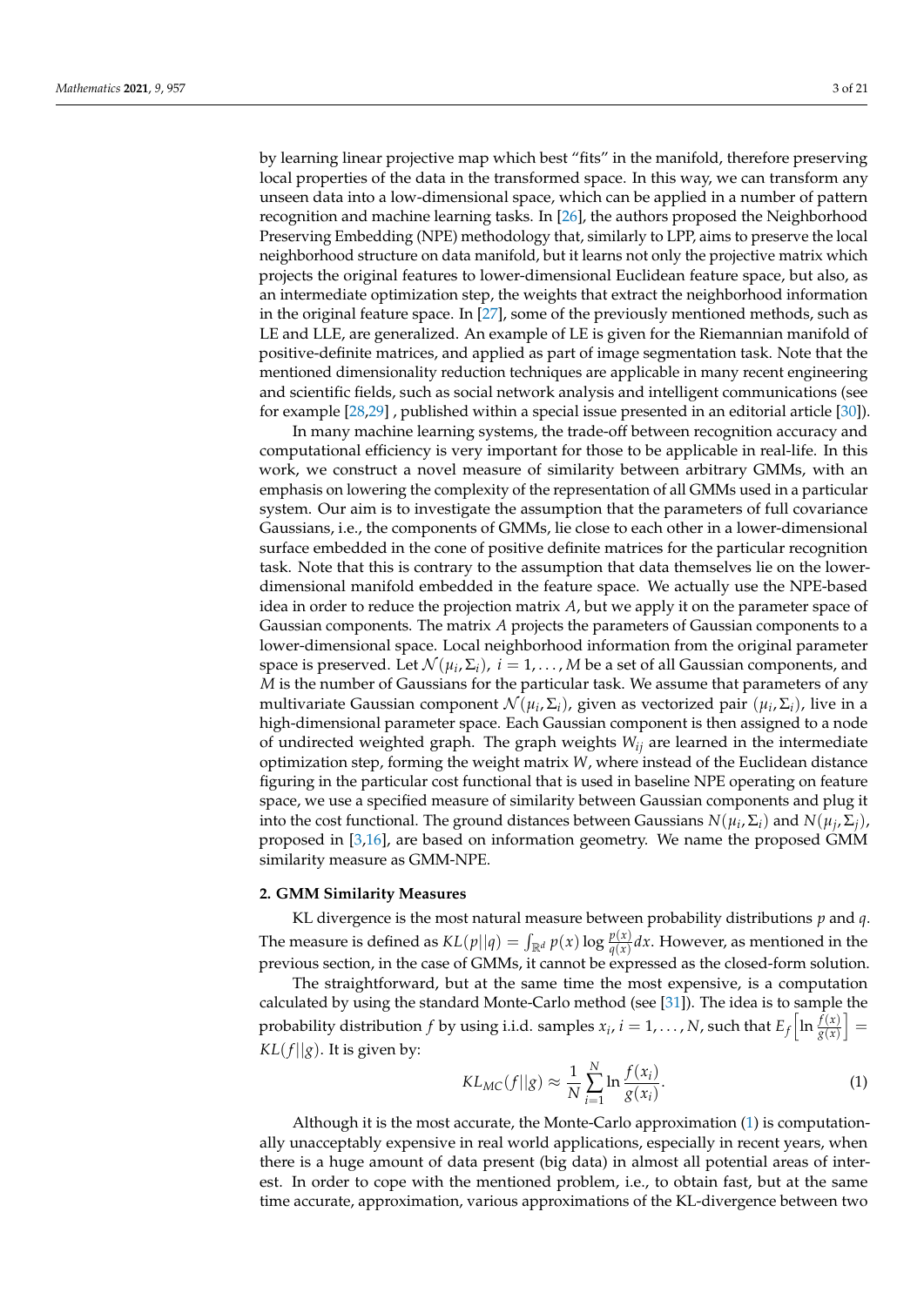by learning linear projective map which best "fits" in the manifold, therefore preserving local properties of the data in the transformed space. In this way, we can transform any unseen data into a low-dimensional space, which can be applied in a number of pattern recognition and machine learning tasks. In [26], the authors proposed the Neighborhood Preserving Embedding (NPE) methodology that, similarly to LPP, aims to preserve the local neighborhood structure on data manifold, but it learns not only the projective matrix which projects the original features to lower-dimensional Euclidean feature space, but also, as an intermediate optimization step, the weights that extract the neighborhood information in the original feature space. In [27], some of the previously mentioned methods, such as LE and LLE, are generalized. An example of LE is given for the Riemannian manifold of positive-definite matrices, and applied as part of image segmentation task. Note that the mentioned dimensionality reduction techniques are applicable in many recent engineering and scientific fields, such as social network analysis and intelligent communications (see for example [28,29] , published within a special issue presented in an editorial article [30]).

In many machine learning systems, the trade-off between recognition accuracy and computational efficiency is very important for those to be applicable in real-life. In this work, we construct a novel measure of similarity between arbitrary GMMs, with an emphasis on lowering the complexity of the representation of all GMMs used in a particular system. Our aim is to investigate the assumption that the parameters of full covariance Gaussians, i.e., the components of GMMs, lie close to each other in a lower-dimensional surface embedded in the cone of positive definite matrices for the particular recognition task. Note that this is contrary to the assumption that data themselves lie on the lower-dimensional manifold embedded in the feature space. We actually use the NPE-based idea in order to reduce the projection matrix $A$, but we apply it on the parameter space of Gaussian components. The matrix $A$ projects the parameters of Gaussian components to a lower-dimensional space. Local neighborhood information from the original parameter space is preserved. Let $\mathcal{N}(\mu_i, \Sigma_i)$, $i = 1, \ldots, M$ be a set of all Gaussian components, and $M$ is the number of Gaussians for the particular task. We assume that parameters of any multivariate Gaussian component $\mathcal{N}(\mu_i, \Sigma_i)$, given as vectorized pair $(\mu_i, \Sigma_i)$, live in a high-dimensional parameter space. Each Gaussian component is then assigned to a node of undirected weighted graph. The graph weights $W_{ij}$ are learned in the intermediate optimization step, forming the weight matrix $W$, where instead of the Euclidean distance figuring in the particular cost functional that is used in baseline NPE operating on feature space, we use a specified measure of similarity between Gaussian components and plug it into the cost functional. The ground distances between Gaussians $N(\mu_i, \Sigma_i)$ and $N(\mu_j, \Sigma_j)$, proposed in [3,16], are based on information geometry. We name the proposed GMM similarity measure as GMM-NPE.

## 2. GMM Similarity Measures

KL divergence is the most natural measure between probability distributions $p$ and $q$. The measure is defined as $KL(p||q) = \int_{\mathbb{R}^d} p(x) \log \frac{p(x)}{q(x)} dx$. However, as mentioned in the previous section, in the case of GMMs, it cannot be expressed as the closed-form solution.

The straightforward, but at the same time the most expensive, is a computation calculated by using the standard Monte-Carlo method (see [31]). The idea is to sample the probability distribution $f$ by using i.i.d. samples $x_i$, $i = 1, \ldots, N$, such that $E_f\left[\ln \frac{f(x)}{g(x)}\right] = KL(f||g)$. It is given by:

$$KL_{MC}(f||g) \approx \frac{1}{N} \sum_{i=1}^{N} \ln \frac{f(x_i)}{g(x_i)}. \tag{1}$$

Although it is the most accurate, the Monte-Carlo approximation (1) is computationally unacceptably expensive in real world applications, especially in recent years, when there is a huge amount of data present (big data) in almost all potential areas of interest. In order to cope with the mentioned problem, i.e., to obtain fast, but at the same time accurate, approximation, various approximations of the KL-divergence between two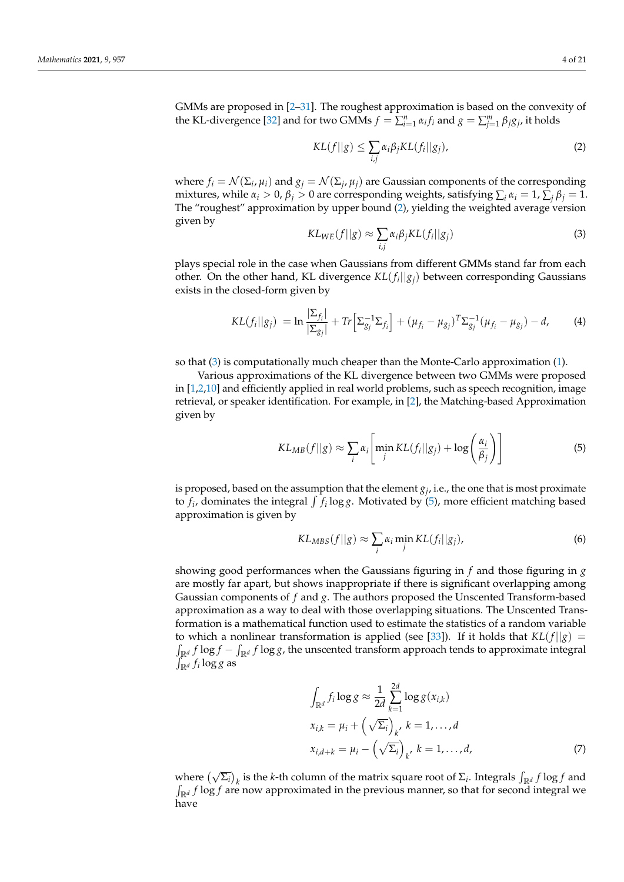GMMs are proposed in [2–31]. The roughest approximation is based on the convexity of the KL-divergence [32] and for two GMMs $f = \sum_{i=1}^{n} \alpha_i f_i$ and $g = \sum_{j=1}^{m} \beta_j g_j$, it holds

$$KL(f||g) \leq \sum_{i,j} \alpha_i \beta_j KL(f_i||g_j), \tag{2}$$

where $f_i = \mathcal{N}(\Sigma_i, \mu_i)$ and $g_j = \mathcal{N}(\Sigma_j, \mu_j)$ are Gaussian components of the corresponding mixtures, while $\alpha_i > 0$, $\beta_j > 0$ are corresponding weights, satisfying $\sum_i \alpha_i = 1$, $\sum_j \beta_j = 1$. The "roughest" approximation by upper bound (2), yielding the weighted average version given by

$$KL_{WE}(f||g) \approx \sum_{i,j} \alpha_i \beta_j KL(f_i||g_j) \tag{3}$$

plays special role in the case when Gaussians from different GMMs stand far from each other. On the other hand, KL divergence $KL(f_i||g_j)$ between corresponding Gaussians exists in the closed-form given by

$$KL(f_i||g_j) = \ln \frac{|\Sigma_{f_i}|}{|\Sigma_{g_j}|} + Tr\left[\Sigma_{g_j}^{-1}\Sigma_{f_i}\right] + (\mu_{f_i} - \mu_{g_j})^T \Sigma_{g_j}^{-1}(\mu_{f_i} - \mu_{g_j}) - d, \tag{4}$$

so that (3) is computationally much cheaper than the Monte-Carlo approximation (1).

Various approximations of the KL divergence between two GMMs were proposed in [1,2,10] and efficiently applied in real world problems, such as speech recognition, image retrieval, or speaker identification. For example, in [2], the Matching-based Approximation given by

$$KL_{MB}(f||g) \approx \sum_i \alpha_i \left[ \min_j KL(f_i||g_j) + \log\left(\frac{\alpha_i}{\beta_j}\right) \right] \tag{5}$$

is proposed, based on the assumption that the element $g_j$, i.e., the one that is most proximate to $f_i$, dominates the integral $\int f_i \log g$. Motivated by (5), more efficient matching based approximation is given by

$$KL_{MBS}(f||g) \approx \sum_i \alpha_i \min_j KL(f_i||g_j), \tag{6}$$

showing good performances when the Gaussians figuring in $f$ and those figuring in $g$ are mostly far apart, but shows inappropriate if there is significant overlapping among Gaussian components of $f$ and $g$. The authors proposed the Unscented Transform-based approximation as a way to deal with those overlapping situations. The Unscented Transformation is a mathematical function used to estimate the statistics of a random variable to which a nonlinear transformation is applied (see [33]). If it holds that $KL(f||g) = \int_{\mathbb{R}^d} f \log f - \int_{\mathbb{R}^d} f \log g$, the unscented transform approach tends to approximate integral $\int_{\mathbb{R}^d} f_i \log g$ as

$$\begin{aligned}
&\int_{\mathbb{R}^d} f_i \log g \approx \frac{1}{2d} \sum_{k=1}^{2d} \log g(x_{i,k}) \\
&x_{i,k} = \mu_i + \left(\sqrt{\Sigma_i}\right)_k, \; k = 1, \ldots, d \\
&x_{i,d+k} = \mu_i - \left(\sqrt{\Sigma_i}\right)_k, \; k = 1, \ldots, d,
\end{aligned} \tag{7}$$

where $\left(\sqrt{\Sigma_i}\right)_k$ is the $k$-th column of the matrix square root of $\Sigma_i$. Integrals $\int_{\mathbb{R}^d} f \log f$ and $\int_{\mathbb{R}^d} f \log f$ are now approximated in the previous manner, so that for second integral we have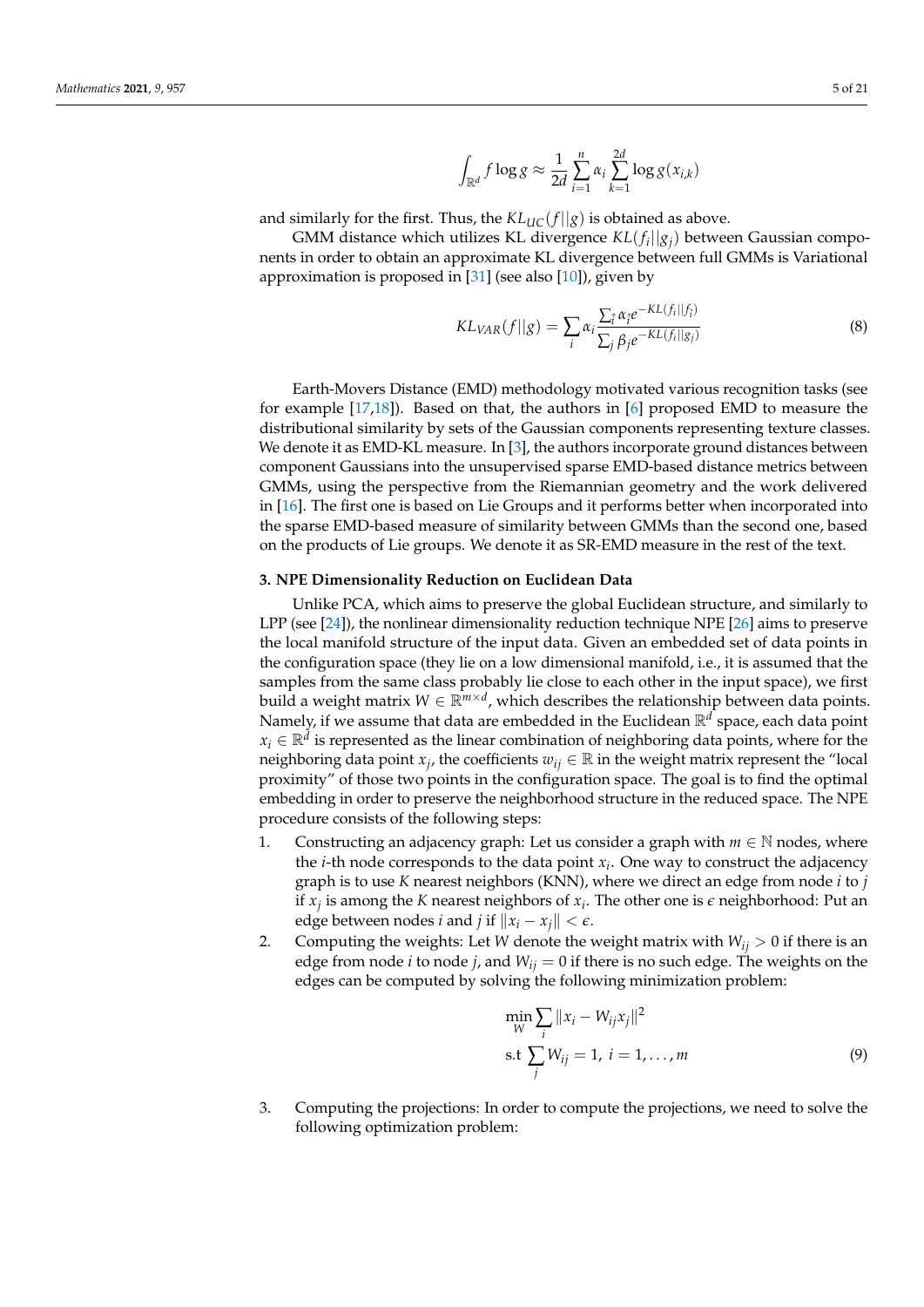$$\int_{\mathbb{R}^d} f \log g \approx \frac{1}{2d} \sum_{i=1}^{n} \alpha_i \sum_{k=1}^{2d} \log g(x_{i,k})$$

and similarly for the first. Thus, the $KL_{UC}(f||g)$ is obtained as above.

GMM distance which utilizes KL divergence $KL(f_i||g_j)$ between Gaussian components in order to obtain an approximate KL divergence between full GMMs is Variational approximation is proposed in [31] (see also [10]), given by

$$KL_{VAR}(f||g) = \sum_i \alpha_i \frac{\sum_{\hat{i}} \alpha_{\hat{i}} e^{-KL(f_i||f_{\hat{i}})}}{\sum_j \beta_j e^{-KL(f_i||g_j)}} \tag{8}$$

Earth-Movers Distance (EMD) methodology motivated various recognition tasks (see for example [17,18]). Based on that, the authors in [6] proposed EMD to measure the distributional similarity by sets of the Gaussian components representing texture classes. We denote it as EMD-KL measure. In [3], the authors incorporate ground distances between component Gaussians into the unsupervised sparse EMD-based distance metrics between GMMs, using the perspective from the Riemannian geometry and the work delivered in [16]. The first one is based on Lie Groups and it performs better when incorporated into the sparse EMD-based measure of similarity between GMMs than the second one, based on the products of Lie groups. We denote it as SR-EMD measure in the rest of the text.

## 3. NPE Dimensionality Reduction on Euclidean Data

Unlike PCA, which aims to preserve the global Euclidean structure, and similarly to LPP (see [24]), the nonlinear dimensionality reduction technique NPE [26] aims to preserve the local manifold structure of the input data. Given an embedded set of data points in the configuration space (they lie on a low dimensional manifold, i.e., it is assumed that the samples from the same class probably lie close to each other in the input space), we first build a weight matrix $W \in \mathbb{R}^{m \times d}$, which describes the relationship between data points. Namely, if we assume that data are embedded in the Euclidean $\mathbb{R}^d$ space, each data point $x_i \in \mathbb{R}^d$ is represented as the linear combination of neighboring data points, where for the neighboring data point $x_j$, the coefficients $w_{ij} \in \mathbb{R}$ in the weight matrix represent the "local proximity" of those two points in the configuration space. The goal is to find the optimal embedding in order to preserve the neighborhood structure in the reduced space. The NPE procedure consists of the following steps:

1. Constructing an adjacency graph: Let us consider a graph with $m \in \mathbb{N}$ nodes, where the $i$-th node corresponds to the data point $x_i$. One way to construct the adjacency graph is to use $K$ nearest neighbors (KNN), where we direct an edge from node $i$ to $j$ if $x_j$ is among the $K$ nearest neighbors of $x_i$. The other one is $\epsilon$ neighborhood: Put an edge between nodes $i$ and $j$ if $\|x_i - x_j\| < \epsilon$.
2. Computing the weights: Let $W$ denote the weight matrix with $W_{ij} > 0$ if there is an edge from node $i$ to node $j$, and $W_{ij} = 0$ if there is no such edge. The weights on the edges can be computed by solving the following minimization problem:

$$\begin{aligned} &\min_W \sum_i \|x_i - W_{ij} x_j\|^2 \\ &\text{s.t} \sum_j W_{ij} = 1, \; i = 1, \ldots, m \end{aligned} \tag{9}$$

3. Computing the projections: In order to compute the projections, we need to solve the following optimization problem: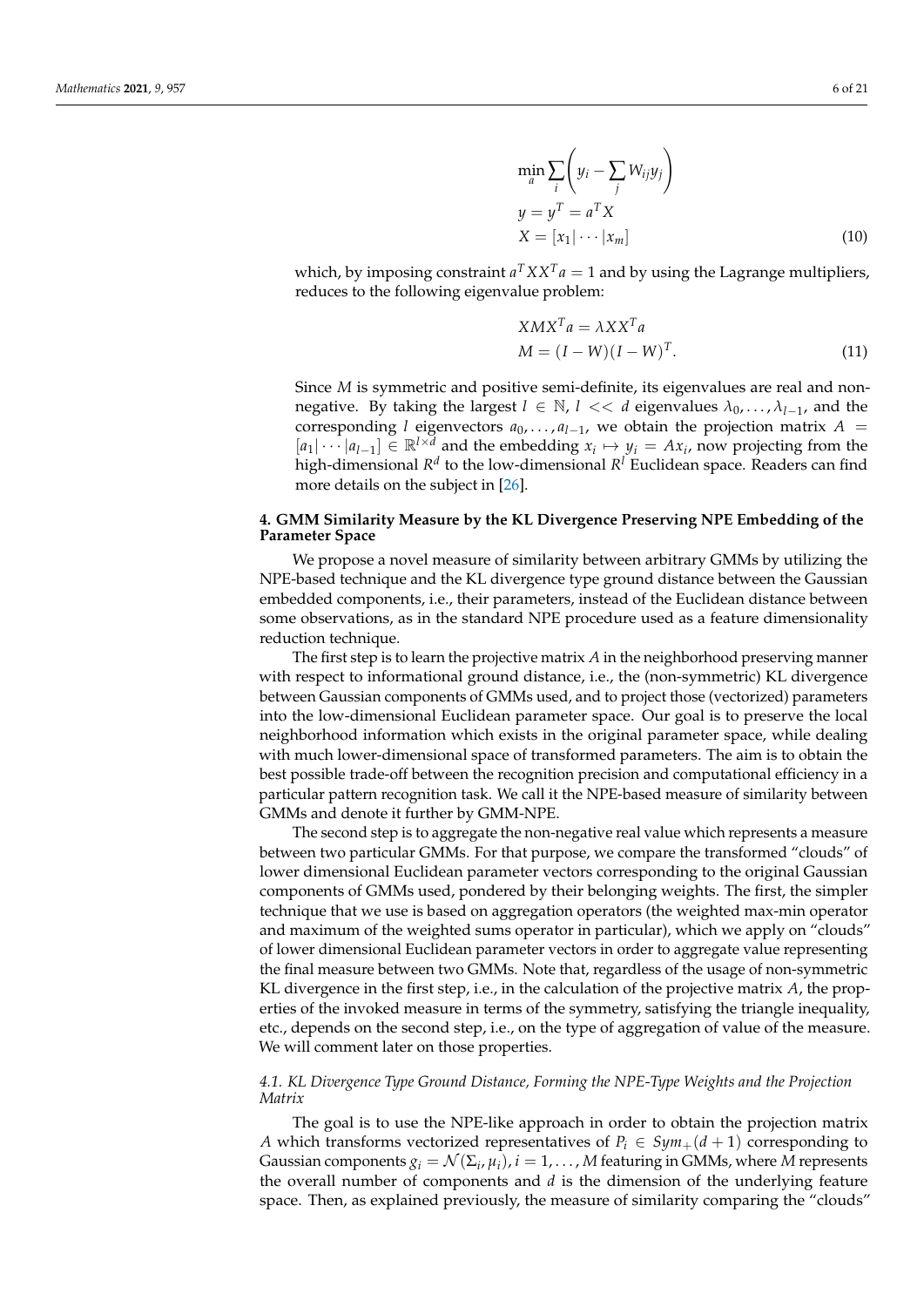$$
\begin{aligned}
&\min_{a} \sum_{i} \left( y_i - \sum_{j} W_{ij} y_j \right) \\
&y = y^T = a^T X \\
&X = [x_1 | \cdots | x_m]
\end{aligned} \tag{10}
$$

which, by imposing constraint $a^T X X^T a = 1$ and by using the Lagrange multipliers, reduces to the following eigenvalue problem:

$$
\begin{aligned}
&X M X^T a = \lambda X X^T a \\
&M = (I - W)(I - W)^T.
\end{aligned} \tag{11}
$$

Since $M$ is symmetric and positive semi-definite, its eigenvalues are real and non-negative. By taking the largest $l \in \mathbb{N}$, $l << d$ eigenvalues $\lambda_0, \ldots, \lambda_{l-1}$, and the corresponding $l$ eigenvectors $a_0, \ldots, a_{l-1}$, we obtain the projection matrix $A = [a_1 | \cdots | a_{l-1}] \in \mathbb{R}^{l \times d}$ and the embedding $x_i \mapsto y_i = A x_i$, now projecting from the high-dimensional $R^d$ to the low-dimensional $R^l$ Euclidean space. Readers can find more details on the subject in [26].

## 4. GMM Similarity Measure by the KL Divergence Preserving NPE Embedding of the Parameter Space

We propose a novel measure of similarity between arbitrary GMMs by utilizing the NPE-based technique and the KL divergence type ground distance between the Gaussian embedded components, i.e., their parameters, instead of the Euclidean distance between some observations, as in the standard NPE procedure used as a feature dimensionality reduction technique.

The first step is to learn the projective matrix $A$ in the neighborhood preserving manner with respect to informational ground distance, i.e., the (non-symmetric) KL divergence between Gaussian components of GMMs used, and to project those (vectorized) parameters into the low-dimensional Euclidean parameter space. Our goal is to preserve the local neighborhood information which exists in the original parameter space, while dealing with much lower-dimensional space of transformed parameters. The aim is to obtain the best possible trade-off between the recognition precision and computational efficiency in a particular pattern recognition task. We call it the NPE-based measure of similarity between GMMs and denote it further by GMM-NPE.

The second step is to aggregate the non-negative real value which represents a measure between two particular GMMs. For that purpose, we compare the transformed "clouds" of lower dimensional Euclidean parameter vectors corresponding to the original Gaussian components of GMMs used, pondered by their belonging weights. The first, the simpler technique that we use is based on aggregation operators (the weighted max-min operator and maximum of the weighted sums operator in particular), which we apply on "clouds" of lower dimensional Euclidean parameter vectors in order to aggregate value representing the final measure between two GMMs. Note that, regardless of the usage of non-symmetric KL divergence in the first step, i.e., in the calculation of the projective matrix $A$, the properties of the invoked measure in terms of the symmetry, satisfying the triangle inequality, etc., depends on the second step, i.e., on the type of aggregation of value of the measure. We will comment later on those properties.

### *4.1. KL Divergence Type Ground Distance, Forming the NPE-Type Weights and the Projection Matrix*

The goal is to use the NPE-like approach in order to obtain the projection matrix $A$ which transforms vectorized representatives of $P_i \in Sym_+(d+1)$ corresponding to Gaussian components $g_i = \mathcal{N}(\Sigma_i, \mu_i)$, $i = 1, \ldots, M$ featuring in GMMs, where $M$ represents the overall number of components and $d$ is the dimension of the underlying feature space. Then, as explained previously, the measure of similarity comparing the "clouds"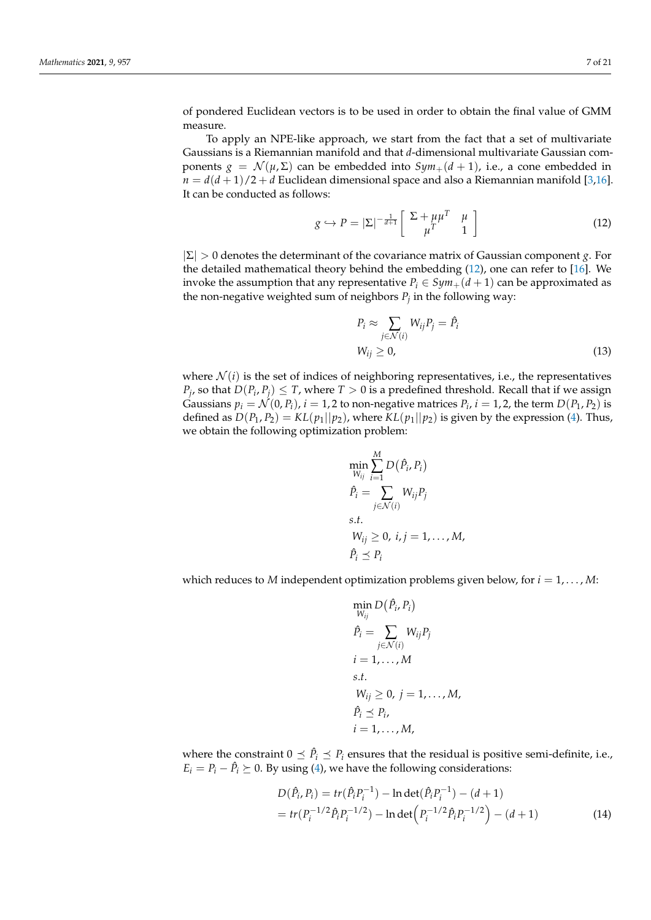of pondered Euclidean vectors is to be used in order to obtain the final value of GMM measure.

To apply an NPE-like approach, we start from the fact that a set of multivariate Gaussians is a Riemannian manifold and that $d$-dimensional multivariate Gaussian components $g = \mathcal{N}(\mu, \Sigma)$ can be embedded into $Sym_+(d+1)$, i.e., a cone embedded in $n = d(d+1)/2 + d$ Euclidean dimensional space and also a Riemannian manifold [3,16]. It can be conducted as follows:

$$g \hookrightarrow P = |\Sigma|^{-\frac{1}{d+1}} \begin{bmatrix} \Sigma + \mu\mu^T & \mu \\ \mu^T & 1 \end{bmatrix} \tag{12}$$

$|\Sigma| > 0$ denotes the determinant of the covariance matrix of Gaussian component $g$. For the detailed mathematical theory behind the embedding (12), one can refer to [16]. We invoke the assumption that any representative $P_i \in Sym_+(d+1)$ can be approximated as the non-negative weighted sum of neighbors $P_j$ in the following way:

$$\begin{aligned} &P_i \approx \sum_{j \in \mathcal{N}(i)} W_{ij} P_j = \hat{P}_i \\ &W_{ij} \geq 0, \end{aligned} \tag{13}$$

where $\mathcal{N}(i)$ is the set of indices of neighboring representatives, i.e., the representatives $P_j$, so that $D(P_i, P_j) \leq T$, where $T > 0$ is a predefined threshold. Recall that if we assign Gaussians $p_i = \mathcal{N}(0, P_i)$, $i = 1, 2$ to non-negative matrices $P_i$, $i = 1, 2$, the term $D(P_1, P_2)$ is defined as $D(P_1, P_2) = KL(p_1 || p_2)$, where $KL(p_1||p_2)$ is given by the expression (4). Thus, we obtain the following optimization problem:

$$\begin{aligned} &\min_{W_{ij}} \sum_{i=1}^{M} D\big(\hat{P}_i, P_i\big) \\ &\hat{P}_i = \sum_{j \in \mathcal{N}(i)} W_{ij} P_j \\ &s.t. \\ &W_{ij} \geq 0,\ i, j = 1, \ldots, M, \\ &\hat{P}_i \preceq P_i \end{aligned}$$

which reduces to $M$ independent optimization problems given below, for $i = 1, \ldots, M$:

$$\begin{aligned} &\min_{W_{ij}} D\big(\hat{P}_i, P_i\big) \\ &\hat{P}_i = \sum_{j \in \mathcal{N}(i)} W_{ij} P_j \\ &i = 1, \ldots, M \\ &s.t. \\ &W_{ij} \geq 0,\ j = 1, \ldots, M, \\ &\hat{P}_i \preceq P_i, \\ &i = 1, \ldots, M, \end{aligned}$$

where the constraint $0 \preceq \hat{P}_i \preceq P_i$ ensures that the residual is positive semi-definite, i.e., $E_i = P_i - \hat{P}_i \succeq 0$. By using (4), we have the following considerations:

$$\begin{aligned} D(\hat{P}_i, P_i) &= tr(\hat{P}_i P_i^{-1}) - \ln\det(\hat{P}_i P_i^{-1}) - (d+1) \\ &= tr(P_i^{-1/2} \hat{P}_i P_i^{-1/2}) - \ln\det\Big(P_i^{-1/2} \hat{P}_i P_i^{-1/2}\Big) - (d+1) \end{aligned} \tag{14}$$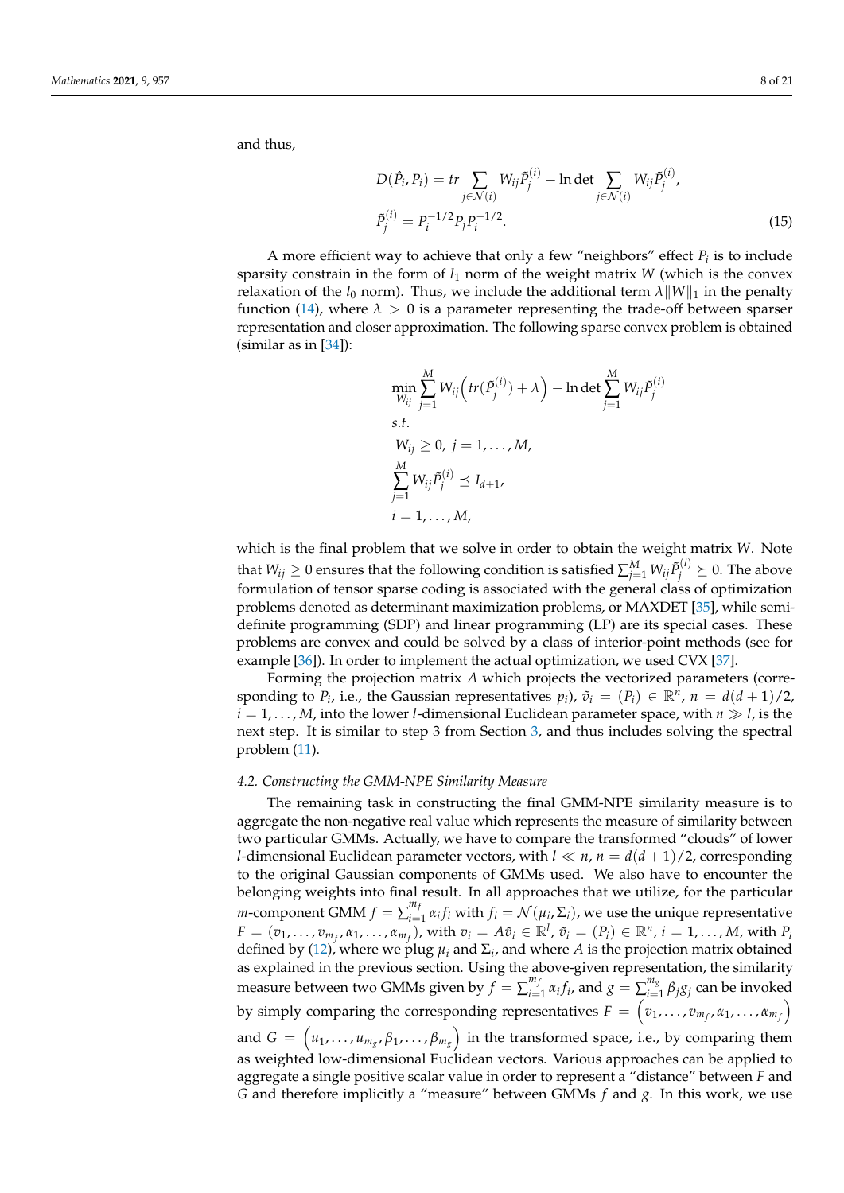and thus,

$$D(\hat{P}_i, P_i) = tr \sum_{j \in \mathcal{N}(i)} W_{ij} \tilde{P}_j^{(i)} - \ln \det \sum_{j \in \mathcal{N}(i)} W_{ij} \tilde{P}_j^{(i)},$$
$$\tilde{P}_j^{(i)} = P_i^{-1/2} P_j P_i^{-1/2}. \tag{15}$$

A more efficient way to achieve that only a few "neighbors" effect $P_i$ is to include sparsity constrain in the form of $l_1$ norm of the weight matrix $W$ (which is the convex relaxation of the $l_0$ norm). Thus, we include the additional term $\lambda \|W\|_1$ in the penalty function (14), where $\lambda > 0$ is a parameter representing the trade-off between sparser representation and closer approximation. The following sparse convex problem is obtained (similar as in [34]):

$$\begin{aligned}
&\min_{W_{ij}} \sum_{j=1}^{M} W_{ij} \Big( tr(\tilde{P}_j^{(i)}) + \lambda \Big) - \ln \det \sum_{j=1}^{M} W_{ij} \tilde{P}_j^{(i)} \\
&s.t. \\
&W_{ij} \geq 0, \; j = 1, \ldots, M, \\
&\sum_{j=1}^{M} W_{ij} \tilde{P}_j^{(i)} \preceq I_{d+1}, \\
&i = 1, \ldots, M,
\end{aligned}$$

which is the final problem that we solve in order to obtain the weight matrix $W$. Note that $W_{ij} \geq 0$ ensures that the following condition is satisfied $\sum_{j=1}^{M} W_{ij} \tilde{P}_j^{(i)} \succeq 0$. The above formulation of tensor sparse coding is associated with the general class of optimization problems denoted as determinant maximization problems, or MAXDET [35], while semi-definite programming (SDP) and linear programming (LP) are its special cases. These problems are convex and could be solved by a class of interior-point methods (see for example [36]). In order to implement the actual optimization, we used CVX [37].

Forming the projection matrix $A$ which projects the vectorized parameters (corresponding to $P_i$, i.e., the Gaussian representatives $p_i$), $\tilde{v}_i = (P_i) \in \mathbb{R}^n$, $n = d(d+1)/2$, $i = 1, \ldots, M$, into the lower $l$-dimensional Euclidean parameter space, with $n \gg l$, is the next step. It is similar to step 3 from Section 3, and thus includes solving the spectral problem (11).

### 4.2. Constructing the GMM-NPE Similarity Measure

The remaining task in constructing the final GMM-NPE similarity measure is to aggregate the non-negative real value which represents the measure of similarity between two particular GMMs. Actually, we have to compare the transformed "clouds" of lower $l$-dimensional Euclidean parameter vectors, with $l \ll n$, $n = d(d+1)/2$, corresponding to the original Gaussian components of GMMs used. We also have to encounter the belonging weights into final result. In all approaches that we utilize, for the particular $m$-component GMM $f = \sum_{i=1}^{m_f} \alpha_i f_i$ with $f_i = \mathcal{N}(\mu_i, \Sigma_i)$, we use the unique representative $F = (v_1, \ldots, v_{m_f}, \alpha_1, \ldots, \alpha_{m_f})$, with $v_i = A\tilde{v}_i \in \mathbb{R}^l$, $\tilde{v}_i = (P_i) \in \mathbb{R}^n$, $i = 1, \ldots, M$, with $P_i$ defined by (12), where we plug $\mu_i$ and $\Sigma_i$, and where $A$ is the projection matrix obtained as explained in the previous section. Using the above-given representation, the similarity measure between two GMMs given by $f = \sum_{i=1}^{m_f} \alpha_i f_i$, and $g = \sum_{i=1}^{m_g} \beta_j g_j$ can be invoked by simply comparing the corresponding representatives $F = \left(v_1, \ldots, v_{m_f}, \alpha_1, \ldots, \alpha_{m_f}\right)$ and $G = \left(u_1, \ldots, u_{m_g}, \beta_1, \ldots, \beta_{m_g}\right)$ in the transformed space, i.e., by comparing them as weighted low-dimensional Euclidean vectors. Various approaches can be applied to aggregate a single positive scalar value in order to represent a "distance" between $F$ and $G$ and therefore implicitly a "measure" between GMMs $f$ and $g$. In this work, we use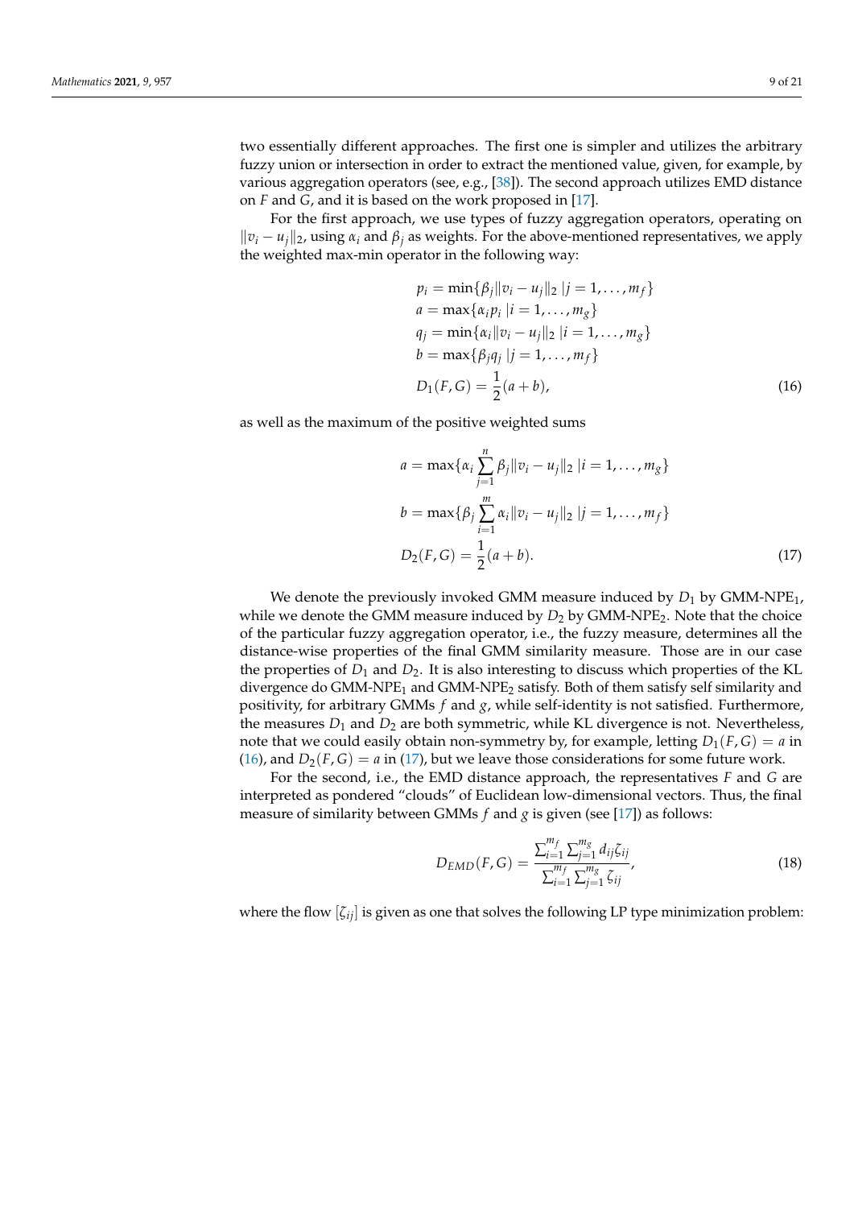two essentially different approaches. The first one is simpler and utilizes the arbitrary fuzzy union or intersection in order to extract the mentioned value, given, for example, by various aggregation operators (see, e.g., [38]). The second approach utilizes EMD distance on $F$ and $G$, and it is based on the work proposed in [17].

For the first approach, we use types of fuzzy aggregation operators, operating on $\|v_i - u_j\|_2$, using $\alpha_i$ and $\beta_j$ as weights. For the above-mentioned representatives, we apply the weighted max-min operator in the following way:

$$
\begin{aligned}
p_i &= \min\{\beta_j \|v_i - u_j\|_2 \mid j = 1, \ldots, m_f\} \\
a &= \max\{\alpha_i p_i \mid i = 1, \ldots, m_g\} \\
q_j &= \min\{\alpha_i \|v_i - u_j\|_2 \mid i = 1, \ldots, m_g\} \\
b &= \max\{\beta_j q_j \mid j = 1, \ldots, m_f\} \\
D_1(F, G) &= \frac{1}{2}(a + b),
\end{aligned}
\tag{16}
$$

as well as the maximum of the positive weighted sums

$$
\begin{aligned}
a &= \max\{\alpha_i \sum_{j=1}^{n} \beta_j \|v_i - u_j\|_2 \mid i = 1, \ldots, m_g\} \\
b &= \max\{\beta_j \sum_{i=1}^{m} \alpha_i \|v_i - u_j\|_2 \mid j = 1, \ldots, m_f\} \\
D_2(F, G) &= \frac{1}{2}(a + b).
\end{aligned}
\tag{17}
$$

We denote the previously invoked GMM measure induced by $D_1$ by GMM-NPE$_1$, while we denote the GMM measure induced by $D_2$ by GMM-NPE$_2$. Note that the choice of the particular fuzzy aggregation operator, i.e., the fuzzy measure, determines all the distance-wise properties of the final GMM similarity measure. Those are in our case the properties of $D_1$ and $D_2$. It is also interesting to discuss which properties of the KL divergence do GMM-NPE$_1$ and GMM-NPE$_2$ satisfy. Both of them satisfy self similarity and positivity, for arbitrary GMMs $f$ and $g$, while self-identity is not satisfied. Furthermore, the measures $D_1$ and $D_2$ are both symmetric, while KL divergence is not. Nevertheless, note that we could easily obtain non-symmetry by, for example, letting $D_1(F, G) = a$ in (16), and $D_2(F, G) = a$ in (17), but we leave those considerations for some future work.

For the second, i.e., the EMD distance approach, the representatives $F$ and $G$ are interpreted as pondered "clouds" of Euclidean low-dimensional vectors. Thus, the final measure of similarity between GMMs $f$ and $g$ is given (see [17]) as follows:

$$
D_{EMD}(F, G) = \frac{\sum_{i=1}^{m_f} \sum_{j=1}^{m_g} d_{ij} \zeta_{ij}}{\sum_{i=1}^{m_f} \sum_{j=1}^{m_g} \zeta_{ij}},
\tag{18}
$$

where the flow $[\zeta_{ij}]$ is given as one that solves the following LP type minimization problem: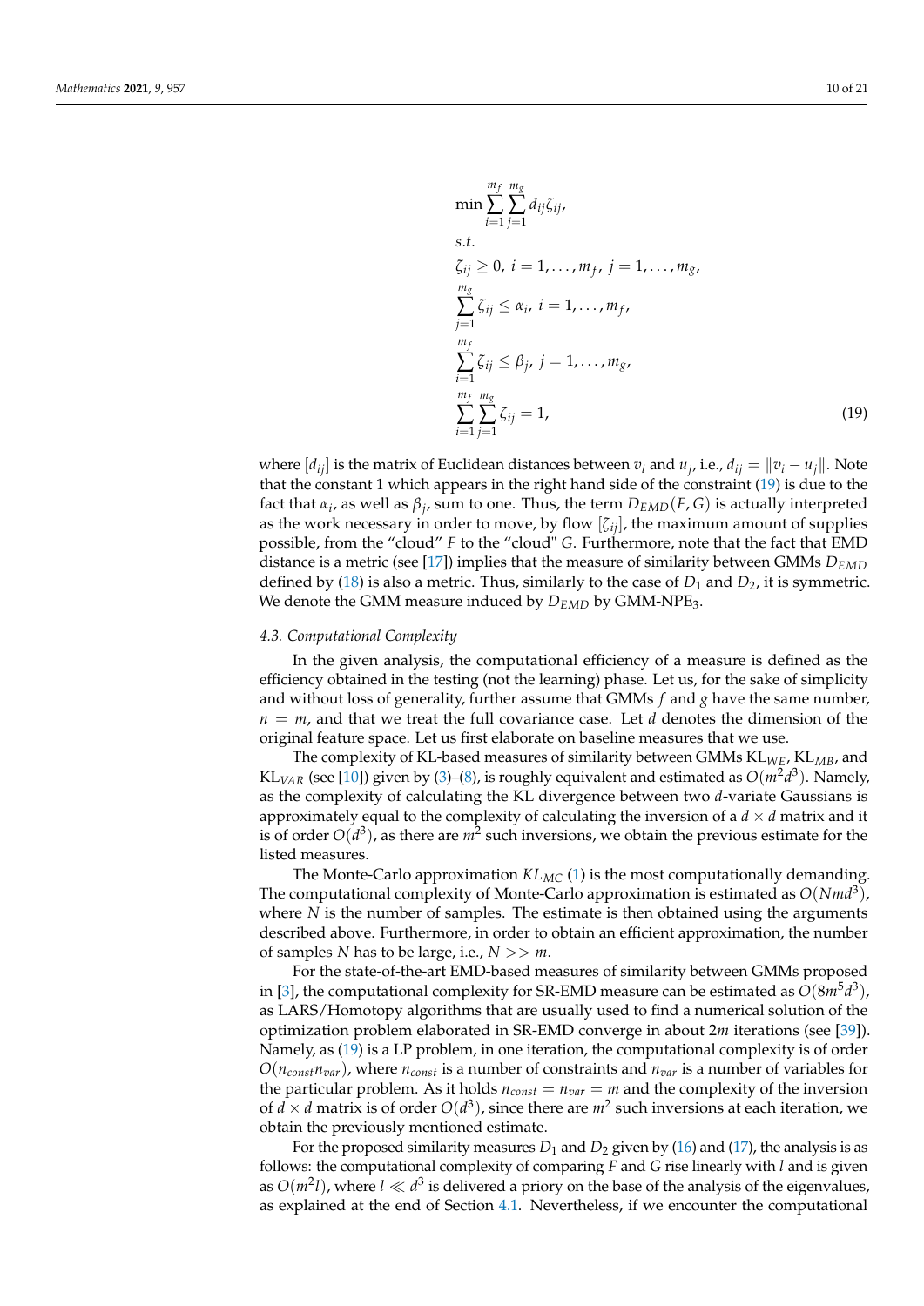$$
\begin{aligned}
&\min \sum_{i=1}^{m_f} \sum_{j=1}^{m_g} d_{ij}\zeta_{ij}, \\
&s.t. \\
&\zeta_{ij} \geq 0,\ i = 1, \ldots, m_f,\ j = 1, \ldots, m_g, \\
&\sum_{j=1}^{m_g} \zeta_{ij} \leq \alpha_i,\ i = 1, \ldots, m_f, \\
&\sum_{i=1}^{m_f} \zeta_{ij} \leq \beta_j,\ j = 1, \ldots, m_g, \\
&\sum_{i=1}^{m_f} \sum_{j=1}^{m_g} \zeta_{ij} = 1,
\end{aligned}
\tag{19}
$$

where $[d_{ij}]$ is the matrix of Euclidean distances between $v_i$ and $u_j$, i.e., $d_{ij} = \|v_i - u_j\|$. Note that the constant 1 which appears in the right hand side of the constraint (19) is due to the fact that $\alpha_i$, as well as $\beta_j$, sum to one. Thus, the term $D_{EMD}(F, G)$ is actually interpreted as the work necessary in order to move, by flow $[\zeta_{ij}]$, the maximum amount of supplies possible, from the "cloud" $F$ to the "cloud" $G$. Furthermore, note that the fact that EMD distance is a metric (see [17]) implies that the measure of similarity between GMMs $D_{EMD}$ defined by (18) is also a metric. Thus, similarly to the case of $D_1$ and $D_2$, it is symmetric. We denote the GMM measure induced by $D_{EMD}$ by GMM-NPE$_3$.

### 4.3. Computational Complexity

In the given analysis, the computational efficiency of a measure is defined as the efficiency obtained in the testing (not the learning) phase. Let us, for the sake of simplicity and without loss of generality, further assume that GMMs $f$ and $g$ have the same number, $n = m$, and that we treat the full covariance case. Let $d$ denotes the dimension of the original feature space. Let us first elaborate on baseline measures that we use.

The complexity of KL-based measures of similarity between GMMs KL$_{WE}$, KL$_{MB}$, and KL$_{VAR}$ (see [10]) given by (3)–(8), is roughly equivalent and estimated as $O(m^2 d^3)$. Namely, as the complexity of calculating the KL divergence between two $d$-variate Gaussians is approximately equal to the complexity of calculating the inversion of a $d \times d$ matrix and it is of order $O(d^3)$, as there are $m^2$ such inversions, we obtain the previous estimate for the listed measures.

The Monte-Carlo approximation $KL_{MC}$ (1) is the most computationally demanding. The computational complexity of Monte-Carlo approximation is estimated as $O(Nmd^3)$, where $N$ is the number of samples. The estimate is then obtained using the arguments described above. Furthermore, in order to obtain an efficient approximation, the number of samples $N$ has to be large, i.e., $N >> m$.

For the state-of-the-art EMD-based measures of similarity between GMMs proposed in [3], the computational complexity for SR-EMD measure can be estimated as $O(8m^5 d^3)$, as LARS/Homotopy algorithms that are usually used to find a numerical solution of the optimization problem elaborated in SR-EMD converge in about $2m$ iterations (see [39]). Namely, as (19) is a LP problem, in one iteration, the computational complexity is of order $O(n_{const} n_{var})$, where $n_{const}$ is a number of constraints and $n_{var}$ is a number of variables for the particular problem. As it holds $n_{const} = n_{var} = m$ and the complexity of the inversion of $d \times d$ matrix is of order $O(d^3)$, since there are $m^2$ such inversions at each iteration, we obtain the previously mentioned estimate.

For the proposed similarity measures $D_1$ and $D_2$ given by (16) and (17), the analysis is as follows: the computational complexity of comparing $F$ and $G$ rise linearly with $l$ and is given as $O(m^2 l)$, where $l \ll d^3$ is delivered a priory on the base of the analysis of the eigenvalues, as explained at the end of Section 4.1. Nevertheless, if we encounter the computational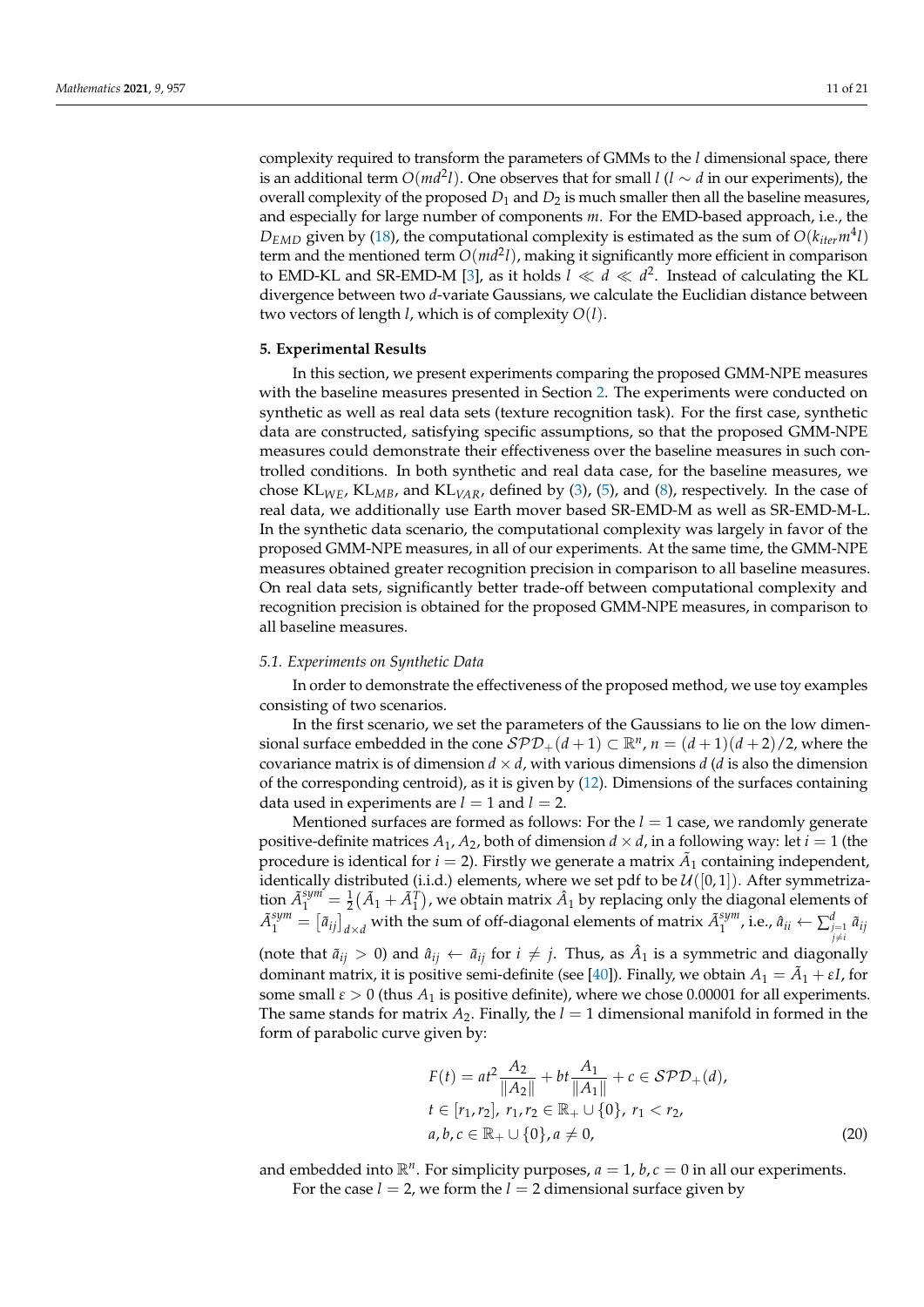complexity required to transform the parameters of GMMs to the $l$ dimensional space, there is an additional term $O(md^2l)$. One observes that for small $l$ ($l \sim d$ in our experiments), the overall complexity of the proposed $D_1$ and $D_2$ is much smaller then all the baseline measures, and especially for large number of components $m$. For the EMD-based approach, i.e., the $D_{EMD}$ given by (18), the computational complexity is estimated as the sum of $O(k_{iter}m^4l)$ term and the mentioned term $O(md^2l)$, making it significantly more efficient in comparison to EMD-KL and SR-EMD-M [3], as it holds $l \ll d \ll d^2$. Instead of calculating the KL divergence between two $d$-variate Gaussians, we calculate the Euclidian distance between two vectors of length $l$, which is of complexity $O(l)$.

## 5. Experimental Results

In this section, we present experiments comparing the proposed GMM-NPE measures with the baseline measures presented in Section 2. The experiments were conducted on synthetic as well as real data sets (texture recognition task). For the first case, synthetic data are constructed, satisfying specific assumptions, so that the proposed GMM-NPE measures could demonstrate their effectiveness over the baseline measures in such controlled conditions. In both synthetic and real data case, for the baseline measures, we chose $\mathrm{KL}_{WE}$, $\mathrm{KL}_{MB}$, and $\mathrm{KL}_{VAR}$, defined by (3), (5), and (8), respectively. In the case of real data, we additionally use Earth mover based SR-EMD-M as well as SR-EMD-M-L. In the synthetic data scenario, the computational complexity was largely in favor of the proposed GMM-NPE measures, in all of our experiments. At the same time, the GMM-NPE measures obtained greater recognition precision in comparison to all baseline measures. On real data sets, significantly better trade-off between computational complexity and recognition precision is obtained for the proposed GMM-NPE measures, in comparison to all baseline measures.

### *5.1. Experiments on Synthetic Data*

In order to demonstrate the effectiveness of the proposed method, we use toy examples consisting of two scenarios.

In the first scenario, we set the parameters of the Gaussians to lie on the low dimensional surface embedded in the cone $\mathcal{SPD}_+(d+1) \subset \mathbb{R}^n$, $n = (d+1)(d+2)/2$, where the covariance matrix is of dimension $d \times d$, with various dimensions $d$ ($d$ is also the dimension of the corresponding centroid), as it is given by (12). Dimensions of the surfaces containing data used in experiments are $l = 1$ and $l = 2$.

Mentioned surfaces are formed as follows: For the $l = 1$ case, we randomly generate positive-definite matrices $A_1, A_2$, both of dimension $d \times d$, in a following way: let $i = 1$ (the procedure is identical for $i = 2$). Firstly we generate a matrix $\tilde{A}_1$ containing independent, identically distributed (i.i.d.) elements, where we set pdf to be $\mathcal{U}([0,1])$. After symmetrization $\tilde{A}_1^{sym} = \frac{1}{2}(\tilde{A}_1 + \tilde{A}_1^T)$, we obtain matrix $\hat{A}_1$ by replacing only the diagonal elements of $\tilde{A}_1^{sym} = [\tilde{a}_{ij}]_{d\times d}$ with the sum of off-diagonal elements of matrix $\tilde{A}_1^{sym}$, i.e., $\hat{a}_{ii} \leftarrow \sum_{\substack{j=1 \\ j\neq i}}^{d} \tilde{a}_{ij}$ (note that $\tilde{a}_{ij} > 0$) and $\hat{a}_{ij} \leftarrow \tilde{a}_{ij}$ for $i \neq j$. Thus, as $\hat{A}_1$ is a symmetric and diagonally dominant matrix, it is positive semi-definite (see [40]). Finally, we obtain $A_1 = \tilde{A}_1 + \varepsilon I$, for some small $\varepsilon > 0$ (thus $A_1$ is positive definite), where we chose 0.00001 for all experiments. The same stands for matrix $A_2$. Finally, the $l = 1$ dimensional manifold in formed in the form of parabolic curve given by:

$$
\begin{aligned}
&F(t) = at^2\frac{A_2}{\|A_2\|} + bt\frac{A_1}{\|A_1\|} + c \in \mathcal{SPD}_+(d), \\
&t \in [r_1, r_2],\ r_1, r_2 \in \mathbb{R}_+ \cup \{0\},\ r_1 < r_2, \\
&a, b, c \in \mathbb{R}_+ \cup \{0\}, a \neq 0,
\end{aligned} \tag{20}
$$

and embedded into $\mathbb{R}^n$. For simplicity purposes, $a = 1$, $b, c = 0$ in all our experiments.

For the case $l = 2$, we form the $l = 2$ dimensional surface given by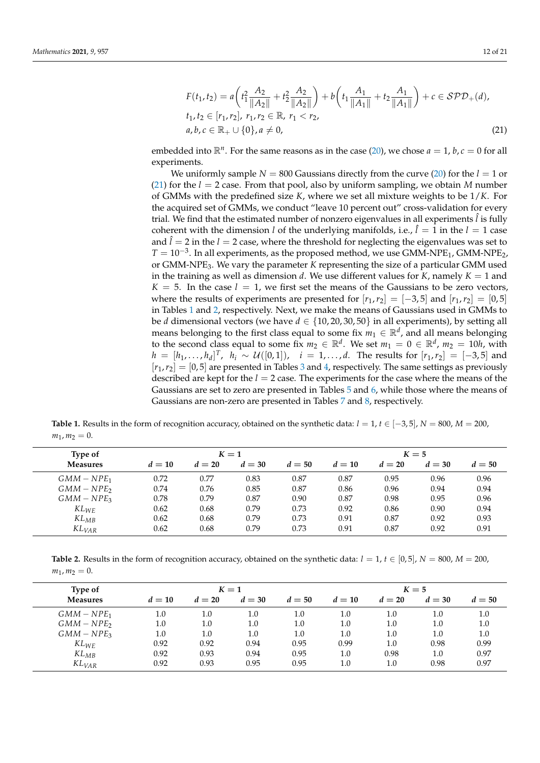$$F(t_1, t_2) = a\left(t_1^2 \frac{A_2}{\|A_2\|} + t_2^2 \frac{A_2}{\|A_2\|}\right) + b\left(t_1 \frac{A_1}{\|A_1\|} + t_2 \frac{A_1}{\|A_1\|}\right) + c \in \mathcal{SPD}_+(d),$$
$$t_1, t_2 \in [r_1, r_2],\ r_1, r_2 \in \mathbb{R},\ r_1 < r_2,$$
$$a, b, c \in \mathbb{R}_+ \cup \{0\}, a \neq 0, \tag{21}$$

embedded into $\mathbb{R}^n$. For the same reasons as in the case (20), we chose $a = 1$, $b, c = 0$ for all experiments.

We uniformly sample $N = 800$ Gaussians directly from the curve (20) for the $l = 1$ or (21) for the $l = 2$ case. From that pool, also by uniform sampling, we obtain $M$ number of GMMs with the predefined size $K$, where we set all mixture weights to be $1/K$. For the acquired set of GMMs, we conduct "leave 10 percent out" cross-validation for every trial. We find that the estimated number of nonzero eigenvalues in all experiments $\hat{l}$ is fully coherent with the dimension $l$ of the underlying manifolds, i.e., $\hat{l} = 1$ in the $l = 1$ case and $\hat{l} = 2$ in the $l = 2$ case, where the threshold for neglecting the eigenvalues was set to $T = 10^{-3}$. In all experiments, as the proposed method, we use GMM-NPE$_1$, GMM-NPE$_2$, or GMM-NPE$_3$. We vary the parameter $K$ representing the size of a particular GMM used in the training as well as dimension $d$. We use different values for $K$, namely $K = 1$ and $K = 5$. In the case $l = 1$, we first set the means of the Gaussians to be zero vectors, where the results of experiments are presented for $[r_1, r_2] = [-3, 5]$ and $[r_1, r_2] = [0, 5]$ in Tables 1 and 2, respectively. Next, we make the means of Gaussians used in GMMs to be $d$ dimensional vectors (we have $d \in \{10, 20, 30, 50\}$ in all experiments), by setting all means belonging to the first class equal to some fix $m_1 \in \mathbb{R}^d$, and all means belonging to the second class equal to some fix $m_2 \in \mathbb{R}^d$. We set $m_1 = 0 \in \mathbb{R}^d$, $m_2 = 10h$, with $h = [h_1, \ldots, h_d]^T$, $h_i \sim \mathcal{U}([0, 1])$, $i = 1, \ldots, d$. The results for $[r_1, r_2] = [-3, 5]$ and $[r_1, r_2] = [0, 5]$ are presented in Tables 3 and 4, respectively. The same settings as previously described are kept for the $l = 2$ case. The experiments for the case where the means of the Gaussians are set to zero are presented in Tables 5 and 6, while those where the means of Gaussians are non-zero are presented in Tables 7 and 8, respectively.

**Table 1.** Results in the form of recognition accuracy, obtained on the synthetic data: $l = 1$, $t \in [-3, 5]$, $N = 800$, $M = 200$, $m_1, m_2 = 0$.

| Type of Measures | $K = 1$ | | | | $K = 5$ | | | |
|---|---|---|---|---|---|---|---|---|
| | $d = 10$ | $d = 20$ | $d = 30$ | $d = 50$ | $d = 10$ | $d = 20$ | $d = 30$ | $d = 50$ |
| $GMM-NPE_1$ | 0.72 | 0.77 | 0.83 | 0.87 | 0.87 | 0.95 | 0.96 | 0.96 |
| $GMM-NPE_2$ | 0.74 | 0.76 | 0.85 | 0.87 | 0.86 | 0.96 | 0.94 | 0.94 |
| $GMM-NPE_3$ | 0.78 | 0.79 | 0.87 | 0.90 | 0.87 | 0.98 | 0.95 | 0.96 |
| $KL_{WE}$ | 0.62 | 0.68 | 0.79 | 0.73 | 0.92 | 0.86 | 0.90 | 0.94 |
| $KL_{MB}$ | 0.62 | 0.68 | 0.79 | 0.73 | 0.91 | 0.87 | 0.92 | 0.93 |
| $KL_{VAR}$ | 0.62 | 0.68 | 0.79 | 0.73 | 0.91 | 0.87 | 0.92 | 0.91 |

**Table 2.** Results in the form of recognition accuracy, obtained on the synthetic data: $l = 1$, $t \in [0, 5]$, $N = 800$, $M = 200$, $m_1, m_2 = 0$.

| Type of Measures | $K = 1$ | | | | $K = 5$ | | | |
|---|---|---|---|---|---|---|---|---|
| | $d = 10$ | $d = 20$ | $d = 30$ | $d = 50$ | $d = 10$ | $d = 20$ | $d = 30$ | $d = 50$ |
| $GMM-NPE_1$ | 1.0 | 1.0 | 1.0 | 1.0 | 1.0 | 1.0 | 1.0 | 1.0 |
| $GMM-NPE_2$ | 1.0 | 1.0 | 1.0 | 1.0 | 1.0 | 1.0 | 1.0 | 1.0 |
| $GMM-NPE_3$ | 1.0 | 1.0 | 1.0 | 1.0 | 1.0 | 1.0 | 1.0 | 1.0 |
| $KL_{WE}$ | 0.92 | 0.92 | 0.94 | 0.95 | 0.99 | 1.0 | 0.98 | 0.99 |
| $KL_{MB}$ | 0.92 | 0.93 | 0.94 | 0.95 | 1.0 | 0.98 | 1.0 | 0.97 |
| $KL_{VAR}$ | 0.92 | 0.93 | 0.95 | 0.95 | 1.0 | 1.0 | 0.98 | 0.97 |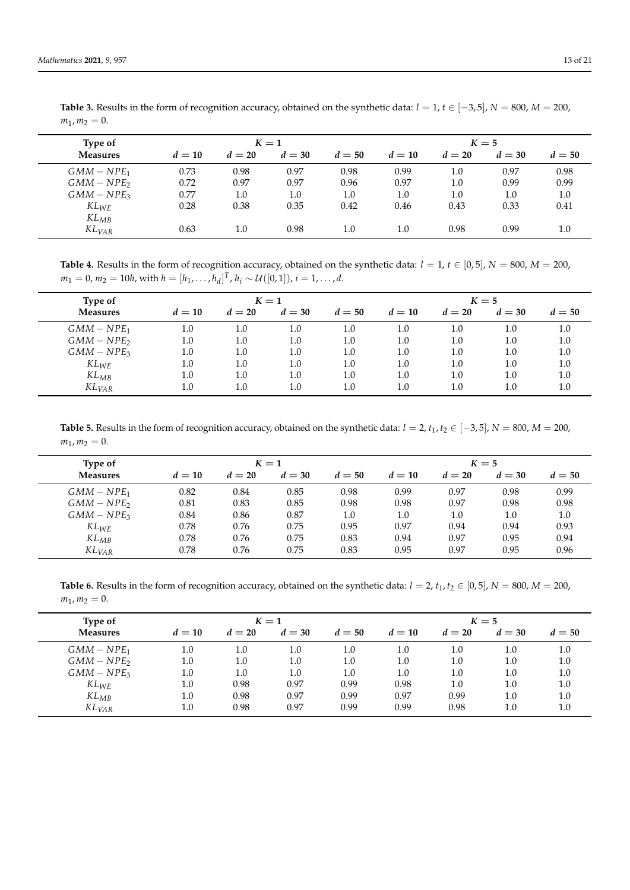**Table 3.** Results in the form of recognition accuracy, obtained on the synthetic data: $l = 1$, $t \in [-3, 5]$, $N = 800$, $M = 200$, $m_1, m_2 = 0$.

| Type of Measures | $K = 1$ | | | | $K = 5$ | | | |
|---|---|---|---|---|---|---|---|---|
| | $d = 10$ | $d = 20$ | $d = 30$ | $d = 50$ | $d = 10$ | $d = 20$ | $d = 30$ | $d = 50$ |
| $GMM - NPE_1$ | 0.73 | 0.98 | 0.97 | 0.98 | 0.99 | 1.0 | 0.97 | 0.98 |
| $GMM - NPE_2$ | 0.72 | 0.97 | 0.97 | 0.96 | 0.97 | 1.0 | 0.99 | 0.99 |
| $GMM - NPE_3$ | 0.77 | 1.0 | 1.0 | 1.0 | 1.0 | 1.0 | 1.0 | 1.0 |
| $KL_{WE}$ | 0.28 | 0.38 | 0.35 | 0.42 | 0.46 | 0.43 | 0.33 | 0.41 |
| $KL_{MB}$ | | | | | | | | |
| $KL_{VAR}$ | 0.63 | 1.0 | 0.98 | 1.0 | 1.0 | 0.98 | 0.99 | 1.0 |

**Table 4.** Results in the form of recognition accuracy, obtained on the synthetic data: $l = 1$, $t \in [0, 5]$, $N = 800$, $M = 200$, $m_1 = 0$, $m_2 = 10h$, with $h = [h_1, \ldots, h_d]^T$, $h_i \sim \mathcal{U}([0, 1])$, $i = 1, \ldots, d$.

| Type of Measures | $K = 1$ | | | | $K = 5$ | | | |
|---|---|---|---|---|---|---|---|---|
| | $d = 10$ | $d = 20$ | $d = 30$ | $d = 50$ | $d = 10$ | $d = 20$ | $d = 30$ | $d = 50$ |
| $GMM - NPE_1$ | 1.0 | 1.0 | 1.0 | 1.0 | 1.0 | 1.0 | 1.0 | 1.0 |
| $GMM - NPE_2$ | 1.0 | 1.0 | 1.0 | 1.0 | 1.0 | 1.0 | 1.0 | 1.0 |
| $GMM - NPE_3$ | 1.0 | 1.0 | 1.0 | 1.0 | 1.0 | 1.0 | 1.0 | 1.0 |
| $KL_{WE}$ | 1.0 | 1.0 | 1.0 | 1.0 | 1.0 | 1.0 | 1.0 | 1.0 |
| $KL_{MB}$ | 1.0 | 1.0 | 1.0 | 1.0 | 1.0 | 1.0 | 1.0 | 1.0 |
| $KL_{VAR}$ | 1.0 | 1.0 | 1.0 | 1.0 | 1.0 | 1.0 | 1.0 | 1.0 |

**Table 5.** Results in the form of recognition accuracy, obtained on the synthetic data: $l = 2$, $t_1, t_2 \in [-3, 5]$, $N = 800$, $M = 200$, $m_1, m_2 = 0$.

| Type of Measures | $K = 1$ | | | | $K = 5$ | | | |
|---|---|---|---|---|---|---|---|---|
| | $d = 10$ | $d = 20$ | $d = 30$ | $d = 50$ | $d = 10$ | $d = 20$ | $d = 30$ | $d = 50$ |
| $GMM - NPE_1$ | 0.82 | 0.84 | 0.85 | 0.98 | 0.99 | 0.97 | 0.98 | 0.99 |
| $GMM - NPE_2$ | 0.81 | 0.83 | 0.85 | 0.98 | 0.98 | 0.97 | 0.98 | 0.98 |
| $GMM - NPE_3$ | 0.84 | 0.86 | 0.87 | 1.0 | 1.0 | 1.0 | 1.0 | 1.0 |
| $KL_{WE}$ | 0.78 | 0.76 | 0.75 | 0.95 | 0.97 | 0.94 | 0.94 | 0.93 |
| $KL_{MB}$ | 0.78 | 0.76 | 0.75 | 0.83 | 0.94 | 0.97 | 0.95 | 0.94 |
| $KL_{VAR}$ | 0.78 | 0.76 | 0.75 | 0.83 | 0.95 | 0.97 | 0.95 | 0.96 |

**Table 6.** Results in the form of recognition accuracy, obtained on the synthetic data: $l = 2$, $t_1, t_2 \in [0, 5]$, $N = 800$, $M = 200$, $m_1, m_2 = 0$.

| Type of Measures | $K = 1$ | | | | $K = 5$ | | | |
|---|---|---|---|---|---|---|---|---|
| | $d = 10$ | $d = 20$ | $d = 30$ | $d = 50$ | $d = 10$ | $d = 20$ | $d = 30$ | $d = 50$ |
| $GMM - NPE_1$ | 1.0 | 1.0 | 1.0 | 1.0 | 1.0 | 1.0 | 1.0 | 1.0 |
| $GMM - NPE_2$ | 1.0 | 1.0 | 1.0 | 1.0 | 1.0 | 1.0 | 1.0 | 1.0 |
| $GMM - NPE_3$ | 1.0 | 1.0 | 1.0 | 1.0 | 1.0 | 1.0 | 1.0 | 1.0 |
| $KL_{WE}$ | 1.0 | 0.98 | 0.97 | 0.99 | 0.98 | 1.0 | 1.0 | 1.0 |
| $KL_{MB}$ | 1.0 | 0.98 | 0.97 | 0.99 | 0.97 | 0.99 | 1.0 | 1.0 |
| $KL_{VAR}$ | 1.0 | 0.98 | 0.97 | 0.99 | 0.99 | 0.98 | 1.0 | 1.0 |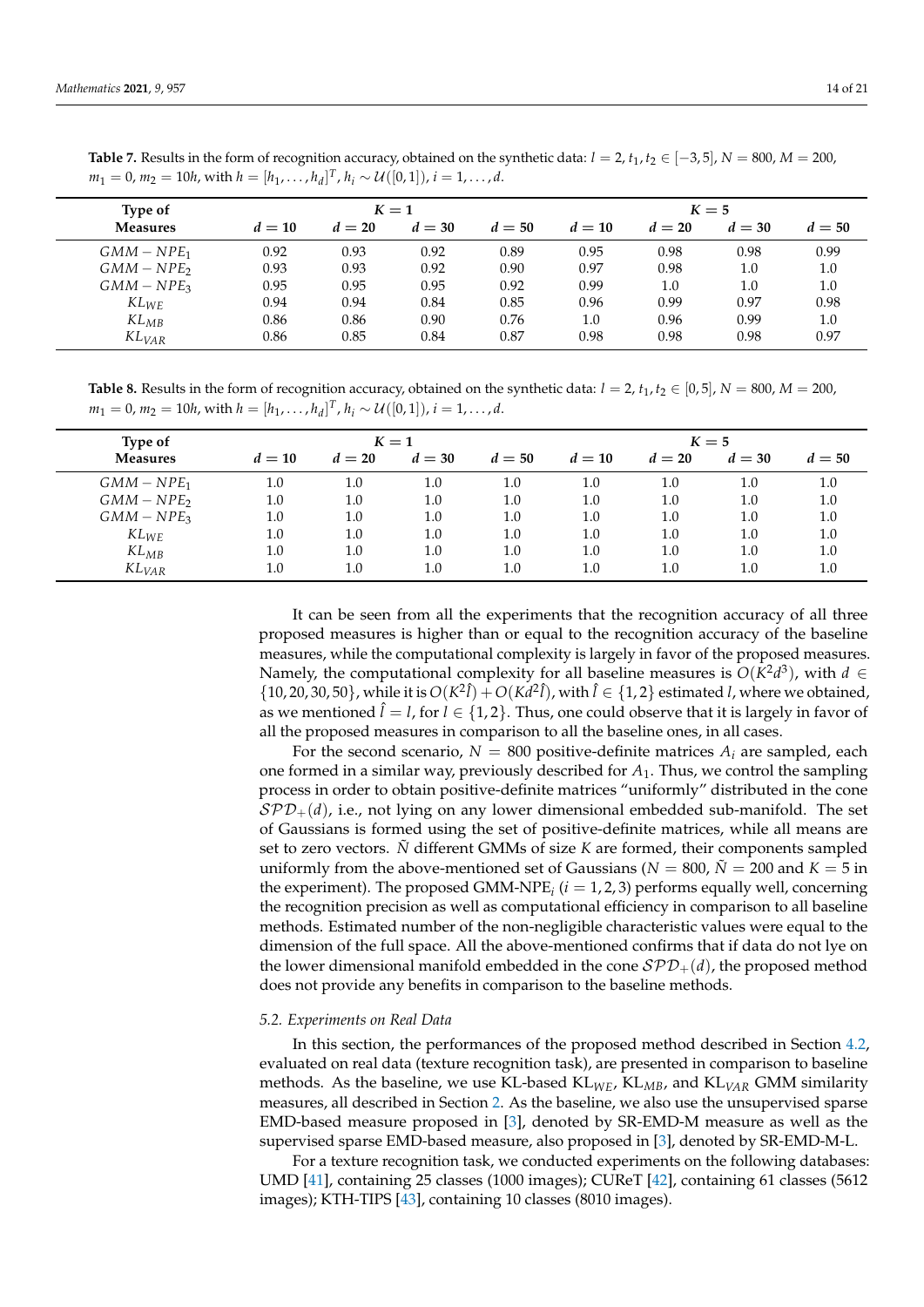**Table 7.** Results in the form of recognition accuracy, obtained on the synthetic data: $l = 2$, $t_1, t_2 \in [-3, 5]$, $N = 800$, $M = 200$, $m_1 = 0$, $m_2 = 10h$, with $h = [h_1, \ldots, h_d]^T$, $h_i \sim \mathcal{U}([0,1])$, $i = 1, \ldots, d$.

| Type of Measures | $K = 1$ | | | | $K = 5$ | | | |
|---|---|---|---|---|---|---|---|---|
| | $d = 10$ | $d = 20$ | $d = 30$ | $d = 50$ | $d = 10$ | $d = 20$ | $d = 30$ | $d = 50$ |
| $GMM - NPE_1$ | 0.92 | 0.93 | 0.92 | 0.89 | 0.95 | 0.98 | 0.98 | 0.99 |
| $GMM - NPE_2$ | 0.93 | 0.93 | 0.92 | 0.90 | 0.97 | 0.98 | 1.0 | 1.0 |
| $GMM - NPE_3$ | 0.95 | 0.95 | 0.95 | 0.92 | 0.99 | 1.0 | 1.0 | 1.0 |
| $KL_{WE}$ | 0.94 | 0.94 | 0.84 | 0.85 | 0.96 | 0.99 | 0.97 | 0.98 |
| $KL_{MB}$ | 0.86 | 0.86 | 0.90 | 0.76 | 1.0 | 0.96 | 0.99 | 1.0 |
| $KL_{VAR}$ | 0.86 | 0.85 | 0.84 | 0.87 | 0.98 | 0.98 | 0.98 | 0.97 |

**Table 8.** Results in the form of recognition accuracy, obtained on the synthetic data: $l = 2$, $t_1, t_2 \in [0, 5]$, $N = 800$, $M = 200$, $m_1 = 0$, $m_2 = 10h$, with $h = [h_1, \ldots, h_d]^T$, $h_i \sim \mathcal{U}([0,1])$, $i = 1, \ldots, d$.

| Type of Measures | $K = 1$ | | | | $K = 5$ | | | |
|---|---|---|---|---|---|---|---|---|
| | $d = 10$ | $d = 20$ | $d = 30$ | $d = 50$ | $d = 10$ | $d = 20$ | $d = 30$ | $d = 50$ |
| $GMM - NPE_1$ | 1.0 | 1.0 | 1.0 | 1.0 | 1.0 | 1.0 | 1.0 | 1.0 |
| $GMM - NPE_2$ | 1.0 | 1.0 | 1.0 | 1.0 | 1.0 | 1.0 | 1.0 | 1.0 |
| $GMM - NPE_3$ | 1.0 | 1.0 | 1.0 | 1.0 | 1.0 | 1.0 | 1.0 | 1.0 |
| $KL_{WE}$ | 1.0 | 1.0 | 1.0 | 1.0 | 1.0 | 1.0 | 1.0 | 1.0 |
| $KL_{MB}$ | 1.0 | 1.0 | 1.0 | 1.0 | 1.0 | 1.0 | 1.0 | 1.0 |
| $KL_{VAR}$ | 1.0 | 1.0 | 1.0 | 1.0 | 1.0 | 1.0 | 1.0 | 1.0 |

It can be seen from all the experiments that the recognition accuracy of all three proposed measures is higher than or equal to the recognition accuracy of the baseline measures, while the computational complexity is largely in favor of the proposed measures. Namely, the computational complexity for all baseline measures is $O(K^2 d^3)$, with $d \in \{10, 20, 30, 50\}$, while it is $O(K^2 \hat{l}) + O(K d^2 \hat{l})$, with $\hat{l} \in \{1, 2\}$ estimated $l$, where we obtained, as we mentioned $\hat{l} = l$, for $l \in \{1, 2\}$. Thus, one could observe that it is largely in favor of all the proposed measures in comparison to all the baseline ones, in all cases.

For the second scenario, $N = 800$ positive-definite matrices $A_i$ are sampled, each one formed in a similar way, previously described for $A_1$. Thus, we control the sampling process in order to obtain positive-definite matrices "uniformly" distributed in the cone $\mathcal{SPD}_+(d)$, i.e., not lying on any lower dimensional embedded sub-manifold. The set of Gaussians is formed using the set of positive-definite matrices, while all means are set to zero vectors. $\tilde{N}$ different GMMs of size $K$ are formed, their components sampled uniformly from the above-mentioned set of Gaussians ($N = 800$, $\tilde{N} = 200$ and $K = 5$ in the experiment). The proposed GMM-NPE$_i$ ($i = 1, 2, 3$) performs equally well, concerning the recognition precision as well as computational efficiency in comparison to all baseline methods. Estimated number of the non-negligible characteristic values were equal to the dimension of the full space. All the above-mentioned confirms that if data do not lye on the lower dimensional manifold embedded in the cone $\mathcal{SPD}_+(d)$, the proposed method does not provide any benefits in comparison to the baseline methods.

### 5.2. Experiments on Real Data

In this section, the performances of the proposed method described in Section 4.2, evaluated on real data (texture recognition task), are presented in comparison to baseline methods. As the baseline, we use KL-based KL$_{WE}$, KL$_{MB}$, and KL$_{VAR}$ GMM similarity measures, all described in Section 2. As the baseline, we also use the unsupervised sparse EMD-based measure proposed in [3], denoted by SR-EMD-M measure as well as the supervised sparse EMD-based measure, also proposed in [3], denoted by SR-EMD-M-L.

For a texture recognition task, we conducted experiments on the following databases: UMD [41], containing 25 classes (1000 images); CUReT [42], containing 61 classes (5612 images); KTH-TIPS [43], containing 10 classes (8010 images).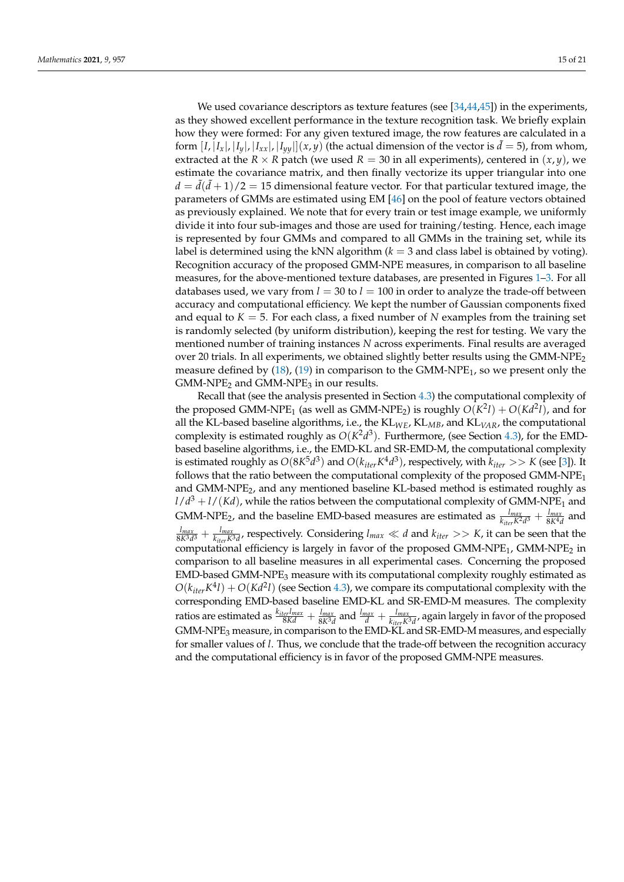We used covariance descriptors as texture features (see [34,44,45]) in the experiments, as they showed excellent performance in the texture recognition task. We briefly explain how they were formed: For any given textured image, the row features are calculated in a form $[I, |I_x|, |I_y|, |I_{xx}|, |I_{yy}|](x, y)$ (the actual dimension of the vector is $\tilde{d} = 5$), from whom, extracted at the $R \times R$ patch (we used $R = 30$ in all experiments), centered in $(x, y)$, we estimate the covariance matrix, and then finally vectorize its upper triangular into one $d = \tilde{d}(\tilde{d}+1)/2 = 15$ dimensional feature vector. For that particular textured image, the parameters of GMMs are estimated using EM [46] on the pool of feature vectors obtained as previously explained. We note that for every train or test image example, we uniformly divide it into four sub-images and those are used for training/testing. Hence, each image is represented by four GMMs and compared to all GMMs in the training set, while its label is determined using the kNN algorithm ($k = 3$ and class label is obtained by voting). Recognition accuracy of the proposed GMM-NPE measures, in comparison to all baseline measures, for the above-mentioned texture databases, are presented in Figures 1–3. For all databases used, we vary from $l = 30$ to $l = 100$ in order to analyze the trade-off between accuracy and computational efficiency. We kept the number of Gaussian components fixed and equal to $K = 5$. For each class, a fixed number of $N$ examples from the training set is randomly selected (by uniform distribution), keeping the rest for testing. We vary the mentioned number of training instances $N$ across experiments. Final results are averaged over 20 trials. In all experiments, we obtained slightly better results using the GMM-NPE$_2$ measure defined by (18), (19) in comparison to the GMM-NPE$_1$, so we present only the GMM-NPE$_2$ and GMM-NPE$_3$ in our results.

Recall that (see the analysis presented in Section 4.3) the computational complexity of the proposed GMM-NPE$_1$ (as well as GMM-NPE$_2$) is roughly $O(K^2 l) + O(Kd^2 l)$, and for all the KL-based baseline algorithms, i.e., the KL$_{WE}$, KL$_{MB}$, and KL$_{VAR}$, the computational complexity is estimated roughly as $O(K^2 d^3)$. Furthermore, (see Section 4.3), for the EMD-based baseline algorithms, i.e., the EMD-KL and SR-EMD-M, the computational complexity is estimated roughly as $O(8K^5 d^3)$ and $O(k_{iter} K^4 d^3)$, respectively, with $k_{iter} >> K$ (see [3]). It follows that the ratio between the computational complexity of the proposed GMM-NPE$_1$ and GMM-NPE$_2$, and any mentioned baseline KL-based method is estimated roughly as $l/d^3 + l/(Kd)$, while the ratios between the computational complexity of GMM-NPE$_1$ and GMM-NPE$_2$, and the baseline EMD-based measures are estimated as $\frac{l_{max}}{k_{iter} K^2 d^3} + \frac{l_{max}}{8K^4 d}$ and $\frac{l_{max}}{8K^3 d^3} + \frac{l_{max}}{k_{iter} K^3 d}$, respectively. Considering $l_{max} \ll d$ and $k_{iter} >> K$, it can be seen that the computational efficiency is largely in favor of the proposed GMM-NPE$_1$, GMM-NPE$_2$ in comparison to all baseline measures in all experimental cases. Concerning the proposed EMD-based GMM-NPE$_3$ measure with its computational complexity roughly estimated as $O(k_{iter} K^4 l) + O(Kd^2 l)$ (see Section 4.3), we compare its computational complexity with the corresponding EMD-based baseline EMD-KL and SR-EMD-M measures. The complexity ratios are estimated as $\frac{k_{iter} l_{max}}{8Kd} + \frac{l_{max}}{8K^3 d}$ and $\frac{l_{max}}{d} + \frac{l_{max}}{k_{iter} K^3 d}$, again largely in favor of the proposed GMM-NPE$_3$ measure, in comparison to the EMD-KL and SR-EMD-M measures, and especially for smaller values of $l$. Thus, we conclude that the trade-off between the recognition accuracy and the computational efficiency is in favor of the proposed GMM-NPE measures.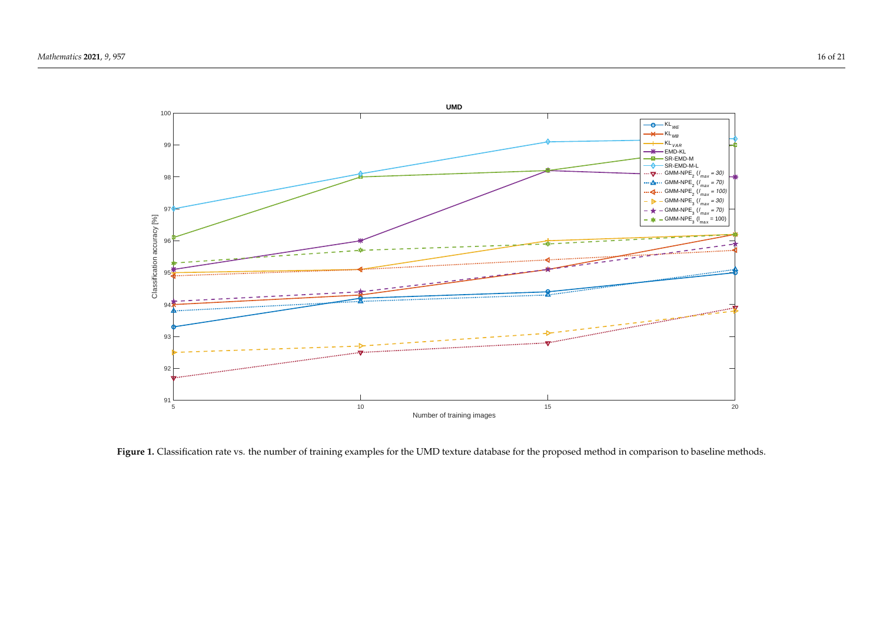**Figure 1.** Classification rate vs. the number of training examples for the UMD texture database for the proposed method in comparison to baseline methods.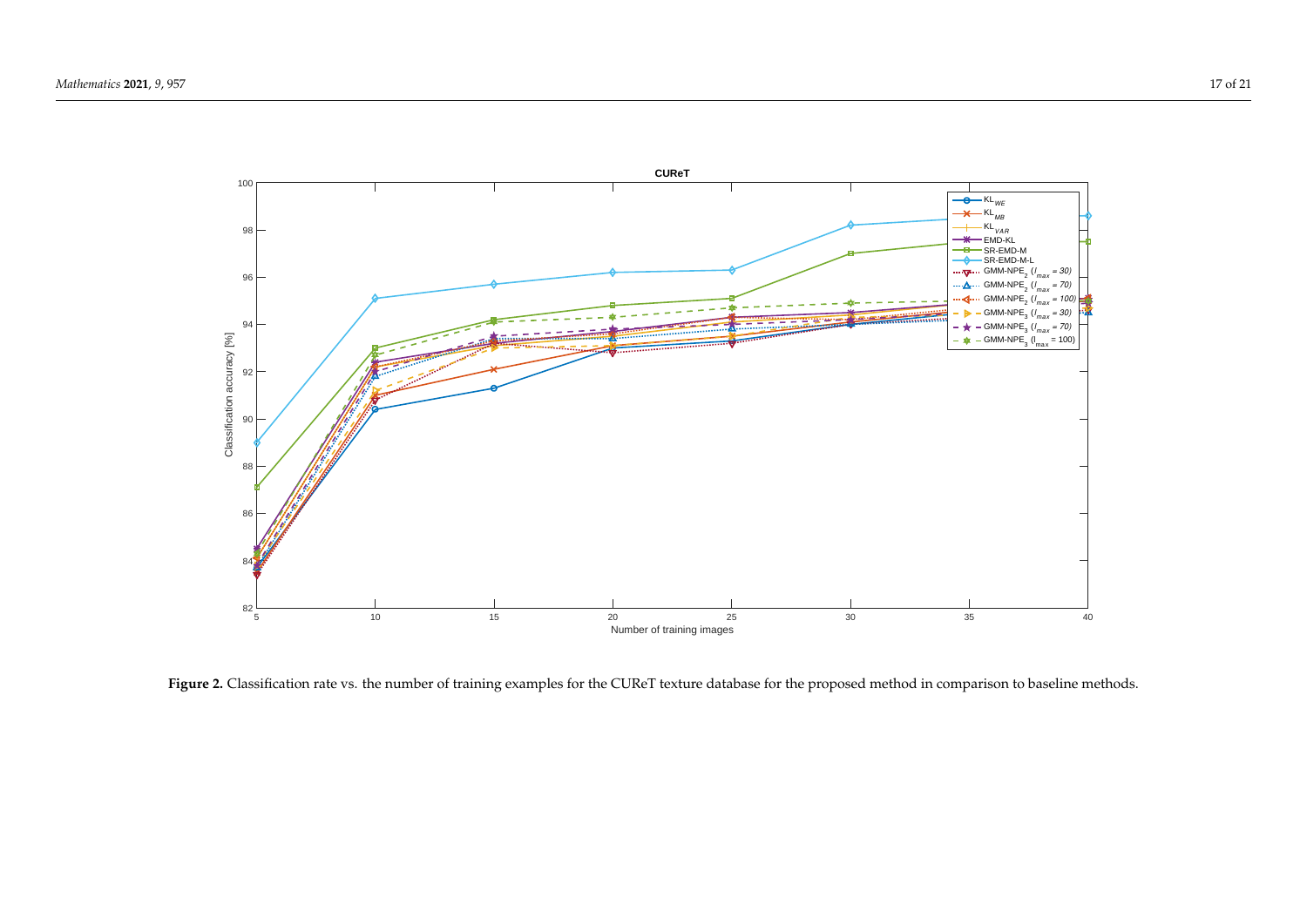**Figure 2.** Classification rate vs. the number of training examples for the CUReT texture database for the proposed method in comparison to baseline methods.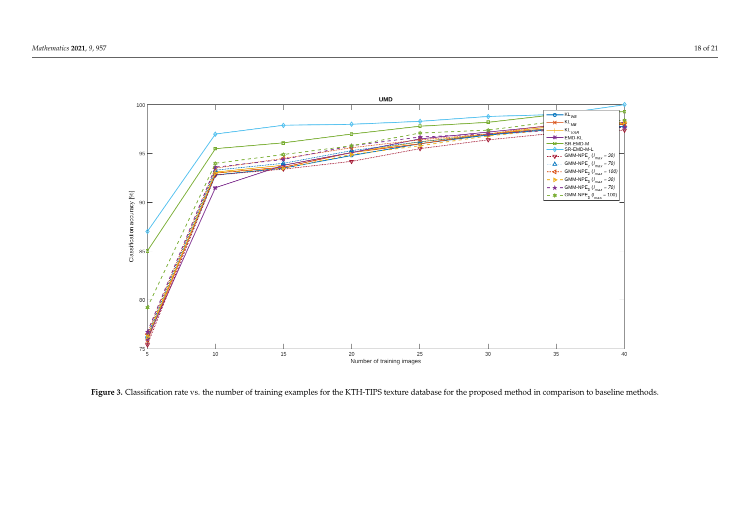**Figure 3.** Classification rate vs. the number of training examples for the KTH-TIPS texture database for the proposed method in comparison to baseline methods.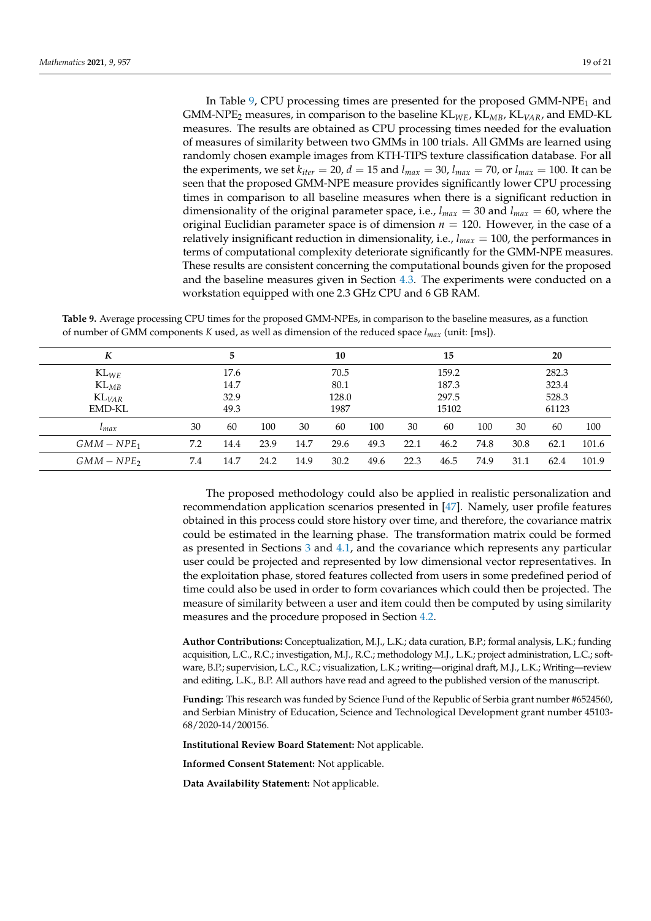In Table 9, CPU processing times are presented for the proposed GMM-NPE$_1$ and GMM-NPE$_2$ measures, in comparison to the baseline KL$_{WE}$, KL$_{MB}$, KL$_{VAR}$, and EMD-KL measures. The results are obtained as CPU processing times needed for the evaluation of measures of similarity between two GMMs in 100 trials. All GMMs are learned using randomly chosen example images from KTH-TIPS texture classification database. For all the experiments, we set $k_{iter} = 20$, $d = 15$ and $l_{max} = 30$, $l_{max} = 70$, or $l_{max} = 100$. It can be seen that the proposed GMM-NPE measure provides significantly lower CPU processing times in comparison to all baseline measures when there is a significant reduction in dimensionality of the original parameter space, i.e., $l_{max} = 30$ and $l_{max} = 60$, where the original Euclidian parameter space is of dimension $n = 120$. However, in the case of a relatively insignificant reduction in dimensionality, i.e., $l_{max} = 100$, the performances in terms of computational complexity deteriorate significantly for the GMM-NPE measures. These results are consistent concerning the computational bounds given for the proposed and the baseline measures given in Section 4.3. The experiments were conducted on a workstation equipped with one 2.3 GHz CPU and 6 GB RAM.

**Table 9.** Average processing CPU times for the proposed GMM-NPEs, in comparison to the baseline measures, as a function of number of GMM components $K$ used, as well as dimension of the reduced space $l_{max}$ (unit: [ms]).

| $K$ | 5 | | | 10 | | | 15 | | | 20 | | |
|---|---|---|---|---|---|---|---|---|---|---|---|---|
| KL$_{WE}$ | 17.6 | | | 70.5 | | | 159.2 | | | 282.3 | | |
| KL$_{MB}$ | 14.7 | | | 80.1 | | | 187.3 | | | 323.4 | | |
| KL$_{VAR}$ | 32.9 | | | 128.0 | | | 297.5 | | | 528.3 | | |
| EMD-KL | 49.3 | | | 1987 | | | 15102 | | | 61123 | | |
| $l_{max}$ | 30 | 60 | 100 | 30 | 60 | 100 | 30 | 60 | 100 | 30 | 60 | 100 |
| $GMM-NPE_1$ | 7.2 | 14.4 | 23.9 | 14.7 | 29.6 | 49.3 | 22.1 | 46.2 | 74.8 | 30.8 | 62.1 | 101.6 |
| $GMM-NPE_2$ | 7.4 | 14.7 | 24.2 | 14.9 | 30.2 | 49.6 | 22.3 | 46.5 | 74.9 | 31.1 | 62.4 | 101.9 |

The proposed methodology could also be applied in realistic personalization and recommendation application scenarios presented in [47]. Namely, user profile features obtained in this process could store history over time, and therefore, the covariance matrix could be estimated in the learning phase. The transformation matrix could be formed as presented in Sections 3 and 4.1, and the covariance which represents any particular user could be projected and represented by low dimensional vector representatives. In the exploitation phase, stored features collected from users in some predefined period of time could also be used in order to form covariances which could then be projected. The measure of similarity between a user and item could then be computed by using similarity measures and the procedure proposed in Section 4.2.

**Author Contributions:** Conceptualization, M.J., L.K.; data curation, B.P.; formal analysis, L.K.; funding acquisition, L.C., R.C.; investigation, M.J., R.C.; methodology M.J., L.K.; project administration, L.C.; software, B.P.; supervision, L.C., R.C.; visualization, L.K.; writing—original draft, M.J., L.K.; Writing—review and editing, L.K., B.P. All authors have read and agreed to the published version of the manuscript.

**Funding:** This research was funded by Science Fund of the Republic of Serbia grant number #6524560, and Serbian Ministry of Education, Science and Technological Development grant number 45103-68/2020-14/200156.

**Institutional Review Board Statement:** Not applicable.

**Informed Consent Statement:** Not applicable.

**Data Availability Statement:** Not applicable.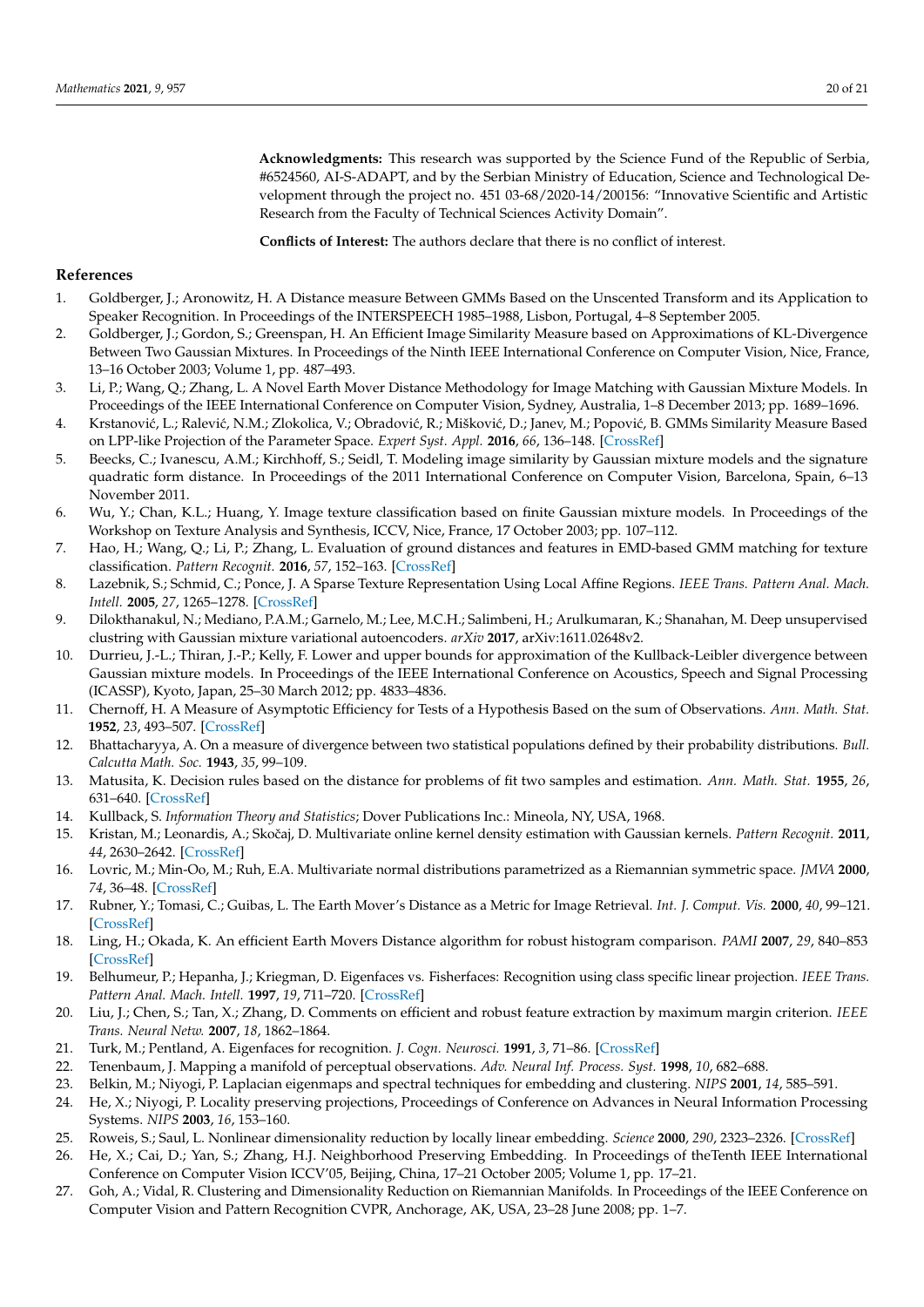**Acknowledgments:** This research was supported by the Science Fund of the Republic of Serbia, #6524560, AI-S-ADAPT, and by the Serbian Ministry of Education, Science and Technological Development through the project no. 451 03-68/2020-14/200156: "Innovative Scientific and Artistic Research from the Faculty of Technical Sciences Activity Domain".

**Conflicts of Interest:** The authors declare that there is no conflict of interest.

## References

1. Goldberger, J.; Aronowitz, H. A Distance measure Between GMMs Based on the Unscented Transform and its Application to Speaker Recognition. In Proceedings of the INTERSPEECH 1985–1988, Lisbon, Portugal, 4–8 September 2005.
2. Goldberger, J.; Gordon, S.; Greenspan, H. An Efficient Image Similarity Measure based on Approximations of KL-Divergence Between Two Gaussian Mixtures. In Proceedings of the Ninth IEEE International Conference on Computer Vision, Nice, France, 13–16 October 2003; Volume 1, pp. 487–493.
3. Li, P.; Wang, Q.; Zhang, L. A Novel Earth Mover Distance Methodology for Image Matching with Gaussian Mixture Models. In Proceedings of the IEEE International Conference on Computer Vision, Sydney, Australia, 1–8 December 2013; pp. 1689–1696.
4. Krstanović, L.; Ralević, N.M.; Zlokolica, V.; Obradović, R.; Mišković, D.; Janev, M.; Popović, B. GMMs Similarity Measure Based on LPP-like Projection of the Parameter Space. *Expert Syst. Appl.* **2016**, *66*, 136–148. [CrossRef]
5. Beecks, C.; Ivanescu, A.M.; Kirchhoff, S.; Seidl, T. Modeling image similarity by Gaussian mixture models and the signature quadratic form distance. In Proceedings of the 2011 International Conference on Computer Vision, Barcelona, Spain, 6–13 November 2011.
6. Wu, Y.; Chan, K.L.; Huang, Y. Image texture classification based on finite Gaussian mixture models. In Proceedings of the Workshop on Texture Analysis and Synthesis, ICCV, Nice, France, 17 October 2003; pp. 107–112.
7. Hao, H.; Wang, Q.; Li, P.; Zhang, L. Evaluation of ground distances and features in EMD-based GMM matching for texture classification. *Pattern Recognit.* **2016**, *57*, 152–163. [CrossRef]
8. Lazebnik, S.; Schmid, C.; Ponce, J. A Sparse Texture Representation Using Local Affine Regions. *IEEE Trans. Pattern Anal. Mach. Intell.* **2005**, *27*, 1265–1278. [CrossRef]
9. Dilokthanakul, N.; Mediano, P.A.M.; Garnelo, M.; Lee, M.C.H.; Salimbeni, H.; Arulkumaran, K.; Shanahan, M. Deep unsupervised clustring with Gaussian mixture variational autoencoders. *arXiv* **2017**, arXiv:1611.02648v2.
10. Durrieu, J.-L.; Thiran, J.-P.; Kelly, F. Lower and upper bounds for approximation of the Kullback-Leibler divergence between Gaussian mixture models. In Proceedings of the IEEE International Conference on Acoustics, Speech and Signal Processing (ICASSP), Kyoto, Japan, 25–30 March 2012; pp. 4833–4836.
11. Chernoff, H. A Measure of Asymptotic Efficiency for Tests of a Hypothesis Based on the sum of Observations. *Ann. Math. Stat.* **1952**, *23*, 493–507. [CrossRef]
12. Bhattacharyya, A. On a measure of divergence between two statistical populations defined by their probability distributions. *Bull. Calcutta Math. Soc.* **1943**, *35*, 99–109.
13. Matusita, K. Decision rules based on the distance for problems of fit two samples and estimation. *Ann. Math. Stat.* **1955**, *26*, 631–640. [CrossRef]
14. Kullback, S. *Information Theory and Statistics*; Dover Publications Inc.: Mineola, NY, USA, 1968.
15. Kristan, M.; Leonardis, A.; Skočaj, D. Multivariate online kernel density estimation with Gaussian kernels. *Pattern Recognit.* **2011**, *44*, 2630–2642. [CrossRef]
16. Lovric, M.; Min-Oo, M.; Ruh, E.A. Multivariate normal distributions parametrized as a Riemannian symmetric space. *JMVA* **2000**, *74*, 36–48. [CrossRef]
17. Rubner, Y.; Tomasi, C.; Guibas, L. The Earth Mover's Distance as a Metric for Image Retrieval. *Int. J. Comput. Vis.* **2000**, *40*, 99–121. [CrossRef]
18. Ling, H.; Okada, K. An efficient Earth Movers Distance algorithm for robust histogram comparison. *PAMI* **2007**, *29*, 840–853 [CrossRef]
19. Belhumeur, P.; Hepanha, J.; Kriegman, D. Eigenfaces vs. Fisherfaces: Recognition using class specific linear projection. *IEEE Trans. Pattern Anal. Mach. Intell.* **1997**, *19*, 711–720. [CrossRef]
20. Liu, J.; Chen, S.; Tan, X.; Zhang, D. Comments on efficient and robust feature extraction by maximum margin criterion. *IEEE Trans. Neural Netw.* **2007**, *18*, 1862–1864.
21. Turk, M.; Pentland, A. Eigenfaces for recognition. *J. Cogn. Neurosci.* **1991**, *3*, 71–86. [CrossRef]
22. Tenenbaum, J. Mapping a manifold of perceptual observations. *Adv. Neural Inf. Process. Syst.* **1998**, *10*, 682–688.
23. Belkin, M.; Niyogi, P. Laplacian eigenmaps and spectral techniques for embedding and clustering. *NIPS* **2001**, *14*, 585–591.
24. He, X.; Niyogi, P. Locality preserving projections, Proceedings of Conference on Advances in Neural Information Processing Systems. *NIPS* **2003**, *16*, 153–160.
25. Roweis, S.; Saul, L. Nonlinear dimensionality reduction by locally linear embedding. *Science* **2000**, *290*, 2323–2326. [CrossRef]
26. He, X.; Cai, D.; Yan, S.; Zhang, H.J. Neighborhood Preserving Embedding. In Proceedings of theTenth IEEE International Conference on Computer Vision ICCV'05, Beijing, China, 17–21 October 2005; Volume 1, pp. 17–21.
27. Goh, A.; Vidal, R. Clustering and Dimensionality Reduction on Riemannian Manifolds. In Proceedings of the IEEE Conference on Computer Vision and Pattern Recognition CVPR, Anchorage, AK, USA, 23–28 June 2008; pp. 1–7.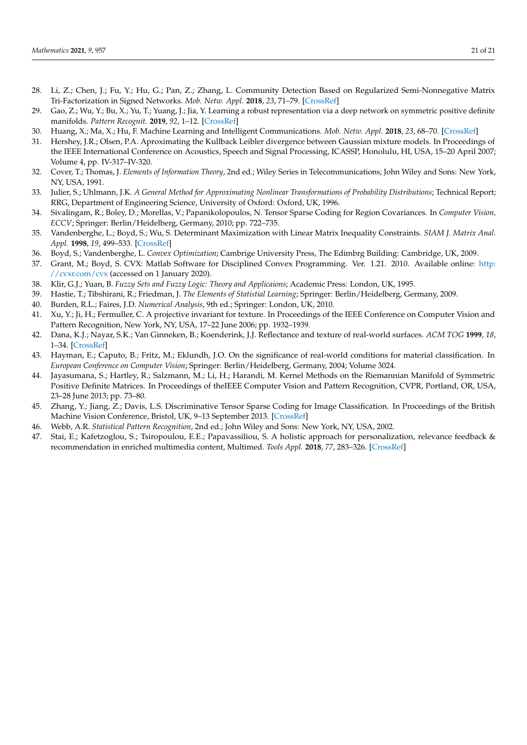28. Li, Z.; Chen, J.; Fu, Y.; Hu, G.; Pan, Z.; Zhang, L. Community Detection Based on Regularized Semi-Nonnegative Matrix Tri-Factorization in Signed Networks. *Mob. Netw. Appl.* **2018**, *23*, 71–79. [CrossRef]
29. Gao, Z.; Wu, Y.; Bu, X.; Yu, T.; Yuang, J.; Jia, Y. Learning a robust representation via a deep network on symmetric positive definite manifolds. *Pattern Recognit.* **2019**, *92*, 1–12. [CrossRef]
30. Huang, X.; Ma, X.; Hu, F. Machine Learning and Intelligent Communications. *Mob. Netw. Appl.* **2018**, *23*, 68–70. [CrossRef]
31. Hershey, J.R.; Olsen, P.A. Aproximating the Kullback Leibler divergence between Gaussian mixture models. In Proceedings of the IEEE International Conference on Acoustics, Speech and Signal Processing, ICASSP, Honolulu, HI, USA, 15–20 April 2007; Volume 4, pp. IV-317–IV-320.
32. Cover, T.; Thomas, J. *Elements of Information Theory*, 2nd ed.; Wiley Series in Telecommunications; John Wiley and Sons: New York, NY, USA, 1991.
33. Julier, S.; Uhlmann, J.K. *A General Method for Approximating Nonlinear Transformations of Probability Distributions*; Technical Report; RRG, Department of Engineering Science, University of Oxford: Oxford, UK, 1996.
34. Sivalingam, R.; Boley, D.; Morellas, V.; Papanikolopoulos, N. Tensor Sparse Coding for Region Covariances. In *Computer Vision, ECCV*; Springer: Berlin/Heidelberg, Germany, 2010; pp. 722–735.
35. Vandenberghe, L.; Boyd, S.; Wu, S. Determinant Maximization with Linear Matrix Inequality Constraints. *SIAM J. Matrix Anal. Appl.* **1998**, *19*, 499–533. [CrossRef]
36. Boyd, S.; Vandenberghe, L. *Convex Optimization*; Cambrige University Press, The Edimbrg Building: Cambridge, UK, 2009.
37. Grant, M.; Boyd, S. CVX: Matlab Software for Disciplined Convex Programming. Ver. 1.21. 2010. Available online: http://cvxr.com/cvx (accessed on 1 January 2020).
38. Klir, G.J.; Yuan, B. *Fuzzy Sets and Fuzzy Logic: Theory and Applicaions*; Academic Press: London, UK, 1995.
39. Hastie, T.; Tibshirani, R.; Friedman, J. *The Elements of Statistial Learning*; Springer: Berlin/Heidelberg, Germany, 2009.
40. Burden, R.L.; Faires, J.D. *Numerical Analysis*, 9th ed.; Springer: London, UK, 2010.
41. Xu, Y.; Ji, H.; Fermuller, C. A projective invariant for texture. In Proceedings of the IEEE Conference on Computer Vision and Pattern Recognition, New York, NY, USA, 17–22 June 2006; pp. 1932–1939.
42. Dana, K.J.; Nayar, S.K.; Van Ginneken, B.; Koenderink, J.J. Reflectance and texture of real-world surfaces. *ACM TOG* **1999**, *18*, 1–34. [CrossRef]
43. Hayman, E.; Caputo, B.; Fritz, M.; Eklundh, J.O. On the significance of real-world conditions for material classification. In *European Conference on Computer Vision*; Springer: Berlin/Heidelberg, Germany, 2004; Volume 3024.
44. Jayasumana, S.; Hartley, R.; Salzmann, M.; Li, H.; Harandi, M. Kernel Methods on the Riemannian Manifold of Symmetric Positive Definite Matrices. In Proceedings of theIEEE Computer Vision and Pattern Recognition, CVPR, Portland, OR, USA, 23–28 June 2013; pp. 73–80.
45. Zhang, Y.; Jiang, Z.; Davis, L.S. Discriminative Tensor Sparse Coding for Image Classification. In Proceedings of the British Machine Vision Conference, Bristol, UK, 9–13 September 2013. [CrossRef]
46. Webb, A.R. *Statistical Pattern Recognition*, 2nd ed.; John Wiley and Sons: New York, NY, USA, 2002.
47. Stai, E.; Kafetzoglou, S.; Tsiropoulou, E.E.; Papavassiliou, S. A holistic approach for personalization, relevance feedback & recommendation in enriched multimedia content, Multimed. *Tools Appl.* **2018**, *77*, 283–326. [CrossRef]